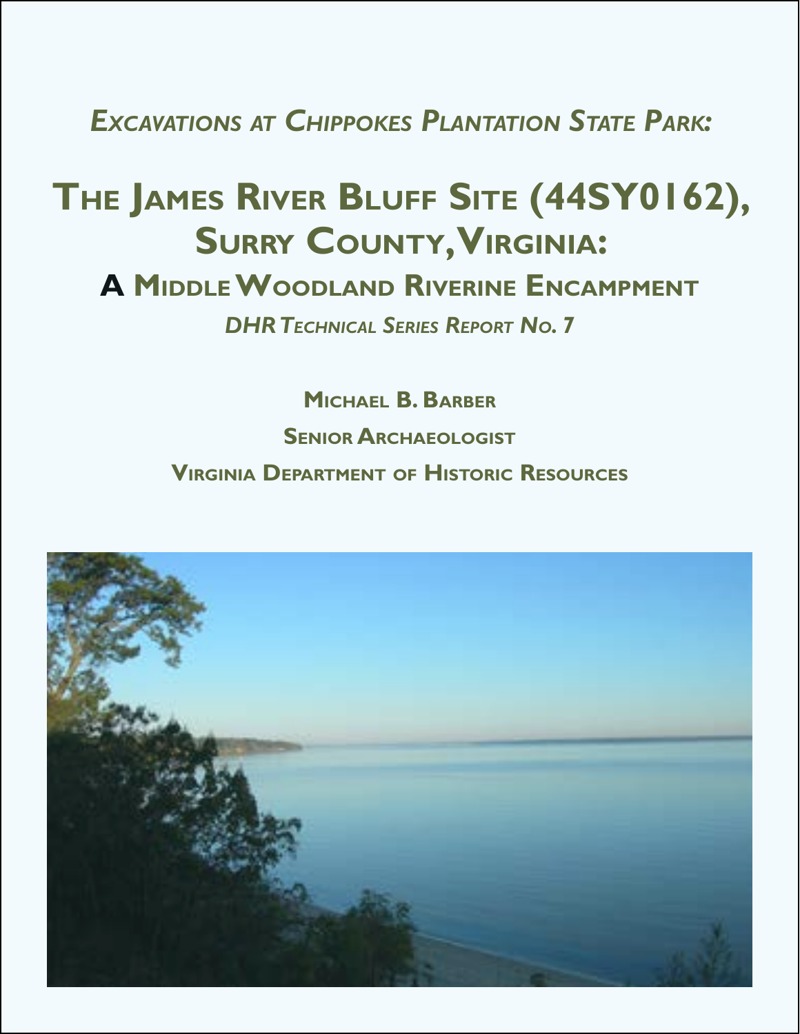*Excavations at Chippokes Plantation State Park:*

# The James River Bluff Site (44SY0162), Surry County, Virginia:

## A Middle Woodland Riverine Encampment

*DHR Technical Series Report No. 7*

**Michael B. Barber**

**Senior Archaeologist**

**Virginia Department of Historic Resources**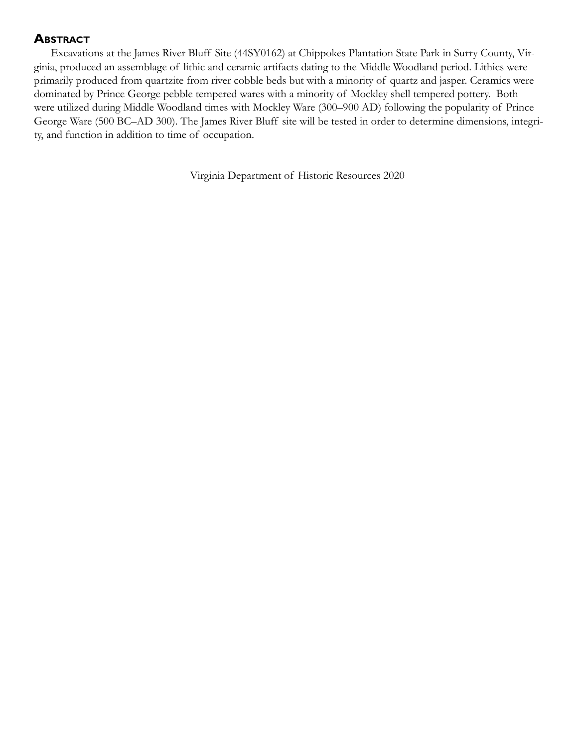## Abstract

Excavations at the James River Bluff Site (44SY0162) at Chippokes Plantation State Park in Surry County, Virginia, produced an assemblage of lithic and ceramic artifacts dating to the Middle Woodland period. Lithics were primarily produced from quartzite from river cobble beds but with a minority of quartz and jasper. Ceramics were dominated by Prince George pebble tempered wares with a minority of Mockley shell tempered pottery. Both were utilized during Middle Woodland times with Mockley Ware (300–900 AD) following the popularity of Prince George Ware (500 BC–AD 300). The James River Bluff site will be tested in order to determine dimensions, integrity, and function in addition to time of occupation.

Virginia Department of Historic Resources 2020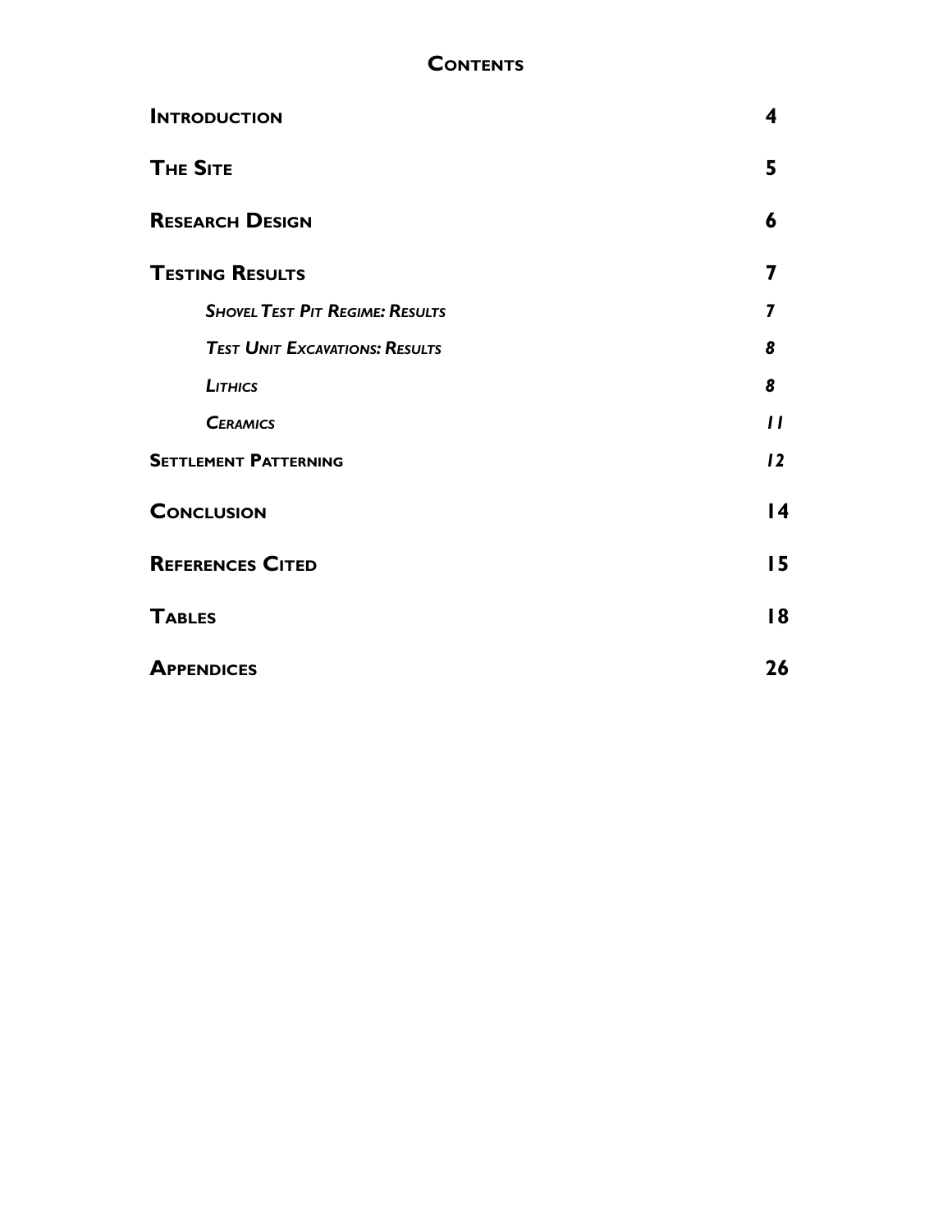# Contents

| | |
|---|---|
| **Introduction** | **4** |
| **The Site** | **5** |
| **Research Design** | **6** |
| **Testing Results** | **7** |
| ***Shovel Test Pit Regime: Results*** | ***7*** |
| ***Test Unit Excavations: Results*** | ***8*** |
| ***Lithics*** | ***8*** |
| ***Ceramics*** | ***11*** |
| **Settlement Patterning** | ***12*** |
| **Conclusion** | **14** |
| **References Cited** | **15** |
| **Tables** | **18** |
| **Appendices** | **26** |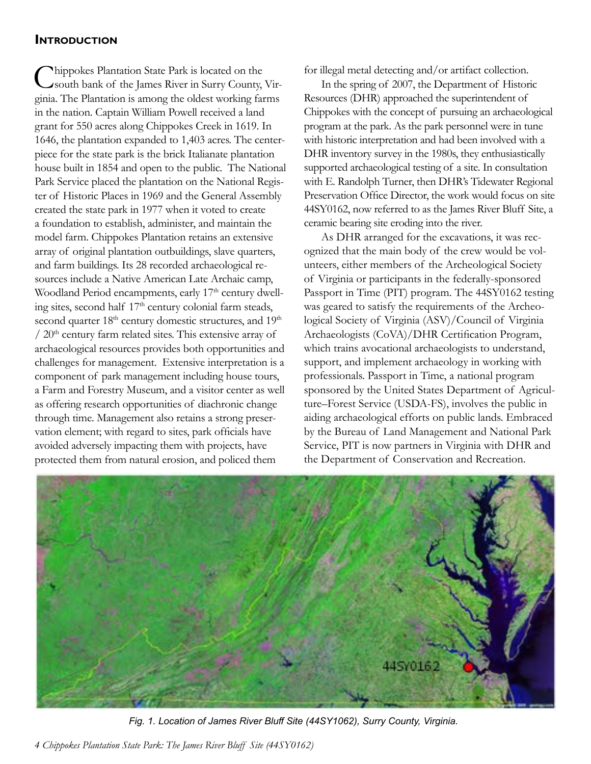## Introduction

Chippokes Plantation State Park is located on the south bank of the James River in Surry County, Virginia. The Plantation is among the oldest working farms in the nation. Captain William Powell received a land grant for 550 acres along Chippokes Creek in 1619. In 1646, the plantation expanded to 1,403 acres. The centerpiece for the state park is the brick Italianate plantation house built in 1854 and open to the public. The National Park Service placed the plantation on the National Register of Historic Places in 1969 and the General Assembly created the state park in 1977 when it voted to create a foundation to establish, administer, and maintain the model farm. Chippokes Plantation retains an extensive array of original plantation outbuildings, slave quarters, and farm buildings. Its 28 recorded archaeological resources include a Native American Late Archaic camp, Woodland Period encampments, early 17th century dwelling sites, second half 17th century colonial farm steads, second quarter 18th century domestic structures, and 19th / 20th century farm related sites. This extensive array of archaeological resources provides both opportunities and challenges for management. Extensive interpretation is a component of park management including house tours, a Farm and Forestry Museum, and a visitor center as well as offering research opportunities of diachronic change through time. Management also retains a strong preservation element; with regard to sites, park officials have avoided adversely impacting them with projects, have protected them from natural erosion, and policed them for illegal metal detecting and/or artifact collection.

In the spring of 2007, the Department of Historic Resources (DHR) approached the superintendent of Chippokes with the concept of pursuing an archaeological program at the park. As the park personnel were in tune with historic interpretation and had been involved with a DHR inventory survey in the 1980s, they enthusiastically supported archaeological testing of a site. In consultation with E. Randolph Turner, then DHR's Tidewater Regional Preservation Office Director, the work would focus on site 44SY0162, now referred to as the James River Bluff Site, a ceramic bearing site eroding into the river.

As DHR arranged for the excavations, it was recognized that the main body of the crew would be volunteers, either members of the Archeological Society of Virginia or participants in the federally-sponsored Passport in Time (PIT) program. The 44SY0162 testing was geared to satisfy the requirements of the Archeological Society of Virginia (ASV)/Council of Virginia Archaeologists (CoVA)/DHR Certification Program, which trains avocational archaeologists to understand, support, and implement archaeology in working with professionals. Passport in Time, a national program sponsored by the United States Department of Agriculture–Forest Service (USDA-FS), involves the public in aiding archaeological efforts on public lands. Embraced by the Bureau of Land Management and National Park Service, PIT is now partners in Virginia with DHR and the Department of Conservation and Recreation.

*Fig. 1. Location of James River Bluff Site (44SY1062), Surry County, Virginia.*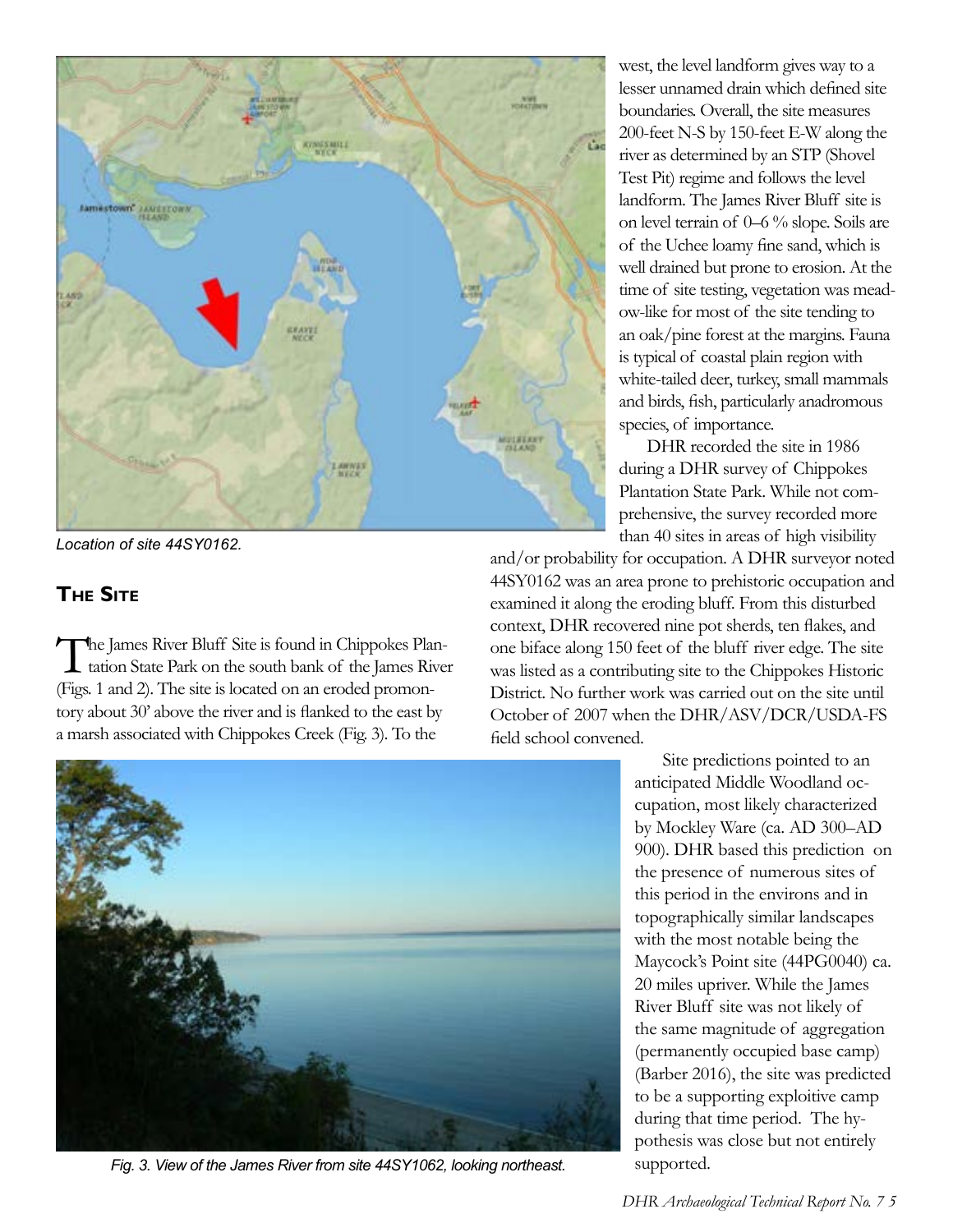Location of site 44SY0162.

## The Site

The James River Bluff Site is found in Chippokes Plantation State Park on the south bank of the James River (Figs. 1 and 2). The site is located on an eroded promontory about 30' above the river and is flanked to the east by a marsh associated with Chippokes Creek (Fig. 3). To the west, the level landform gives way to a lesser unnamed drain which defined site boundaries. Overall, the site measures 200-feet N-S by 150-feet E-W along the river as determined by an STP (Shovel Test Pit) regime and follows the level landform. The James River Bluff site is on level terrain of 0–6 % slope. Soils are of the Uchee loamy fine sand, which is well drained but prone to erosion. At the time of site testing, vegetation was meadow-like for most of the site tending to an oak/pine forest at the margins. Fauna is typical of coastal plain region with white-tailed deer, turkey, small mammals and birds, fish, particularly anadromous species, of importance.

DHR recorded the site in 1986 during a DHR survey of Chippokes Plantation State Park. While not comprehensive, the survey recorded more than 40 sites in areas of high visibility and/or probability for occupation. A DHR surveyor noted 44SY0162 was an area prone to prehistoric occupation and examined it along the eroding bluff. From this disturbed context, DHR recovered nine pot sherds, ten flakes, and one biface along 150 feet of the bluff river edge. The site was listed as a contributing site to the Chippokes Historic District. No further work was carried out on the site until October of 2007 when the DHR/ASV/DCR/USDA-FS field school convened.

Fig. 3. View of the James River from site 44SY1062, looking northeast.

Site predictions pointed to an anticipated Middle Woodland occupation, most likely characterized by Mockley Ware (ca. AD 300–AD 900). DHR based this prediction on the presence of numerous sites of this period in the environs and in topographically similar landscapes with the most notable being the Maycock's Point site (44PG0040) ca. 20 miles upriver. While the James River Bluff site was not likely of the same magnitude of aggregation (permanently occupied base camp) (Barber 2016), the site was predicted to be a supporting exploitive camp during that time period. The hypothesis was close but not entirely supported.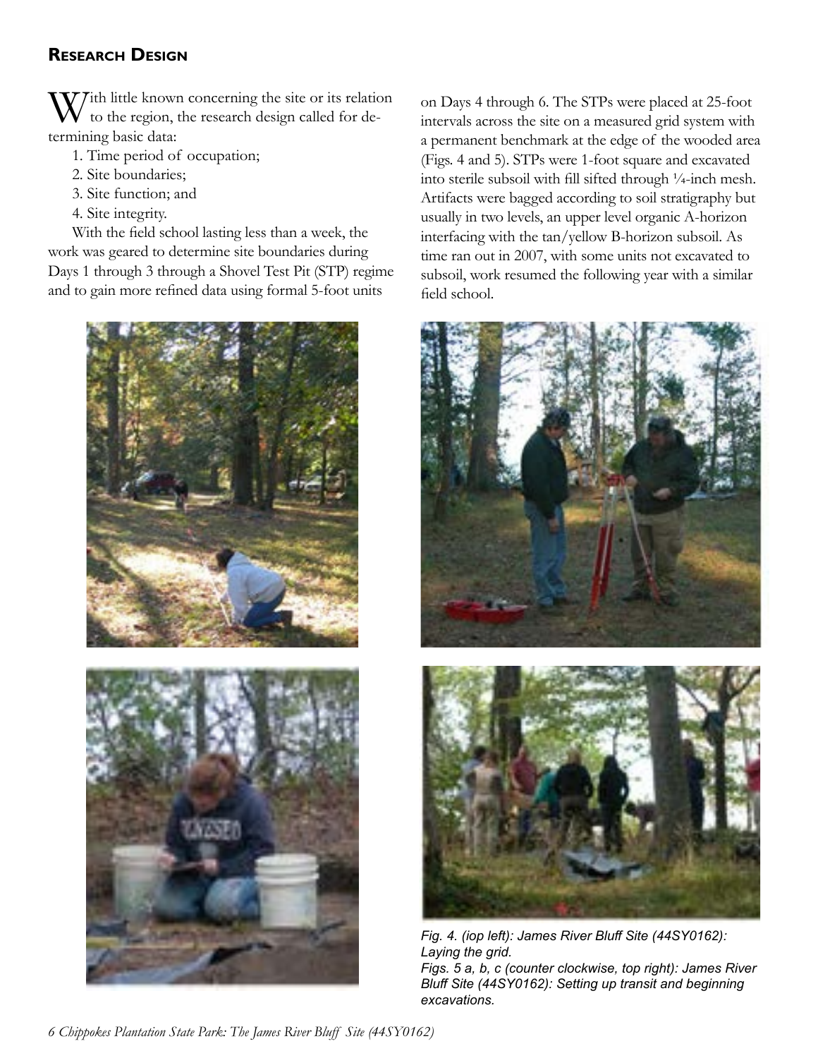## Research Design

With little known concerning the site or its relation to the region, the research design called for determining basic data:

1. Time period of occupation;
2. Site boundaries;
3. Site function; and
4. Site integrity.

With the field school lasting less than a week, the work was geared to determine site boundaries during Days 1 through 3 through a Shovel Test Pit (STP) regime and to gain more refined data using formal 5-foot units on Days 4 through 6. The STPs were placed at 25-foot intervals across the site on a measured grid system with a permanent benchmark at the edge of the wooded area (Figs. 4 and 5). STPs were 1-foot square and excavated into sterile subsoil with fill sifted through ¼-inch mesh. Artifacts were bagged according to soil stratigraphy but usually in two levels, an upper level organic A-horizon interfacing with the tan/yellow B-horizon subsoil. As time ran out in 2007, with some units not excavated to subsoil, work resumed the following year with a similar field school.

*Fig. 4. (iop left): James River Bluff Site (44SY0162): Laying the grid.*

*Figs. 5 a, b, c (counter clockwise, top right): James River Bluff Site (44SY0162): Setting up transit and beginning excavations.*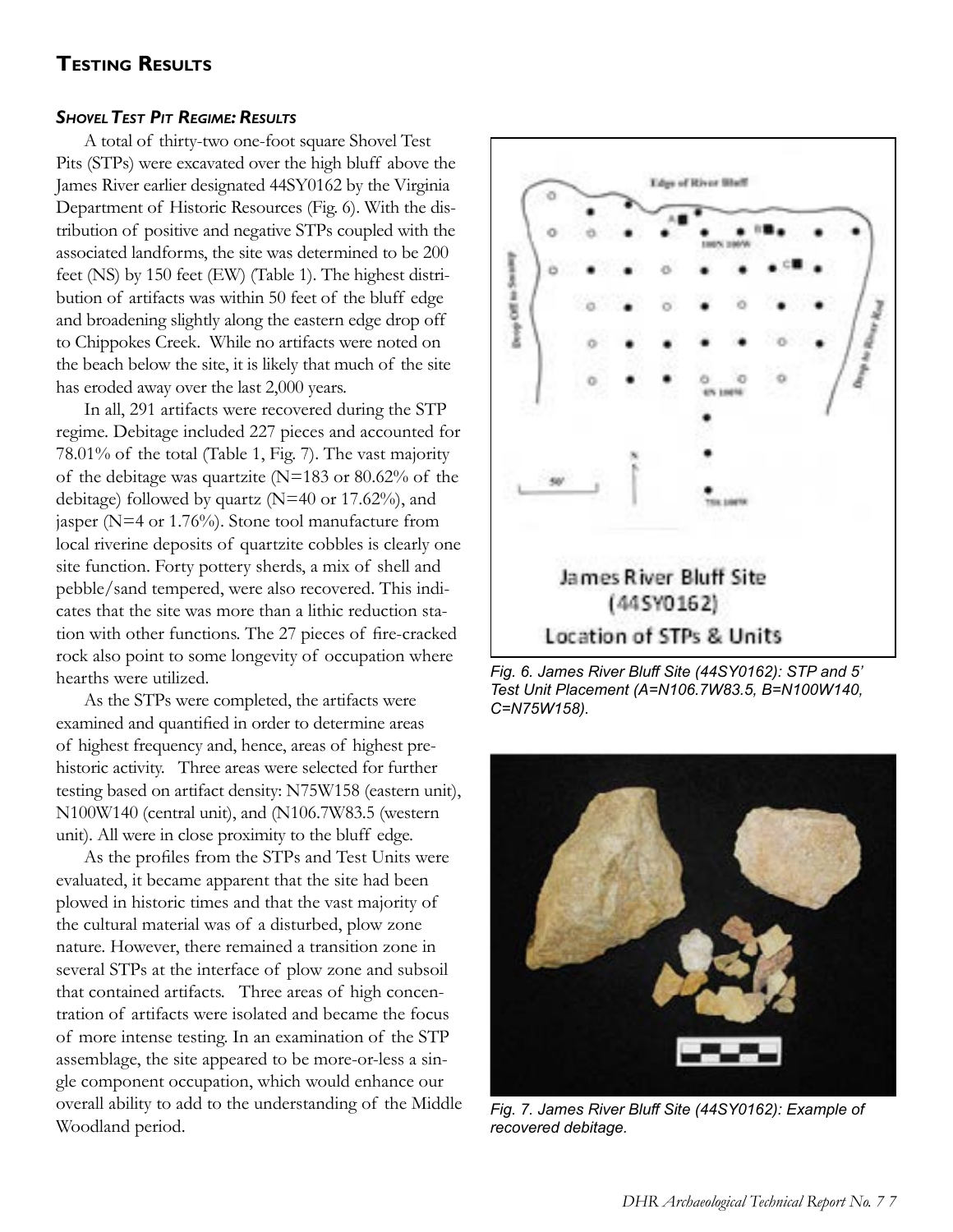## Testing Results

### *Shovel Test Pit Regime: Results*

A total of thirty-two one-foot square Shovel Test Pits (STPs) were excavated over the high bluff above the James River earlier designated 44SY0162 by the Virginia Department of Historic Resources (Fig. 6). With the distribution of positive and negative STPs coupled with the associated landforms, the site was determined to be 200 feet (NS) by 150 feet (EW) (Table 1). The highest distribution of artifacts was within 50 feet of the bluff edge and broadening slightly along the eastern edge drop off to Chippokes Creek. While no artifacts were noted on the beach below the site, it is likely that much of the site has eroded away over the last 2,000 years.

In all, 291 artifacts were recovered during the STP regime. Debitage included 227 pieces and accounted for 78.01% of the total (Table 1, Fig. 7). The vast majority of the debitage was quartzite (N=183 or 80.62% of the debitage) followed by quartz (N=40 or 17.62%), and jasper (N=4 or 1.76%). Stone tool manufacture from local riverine deposits of quartzite cobbles is clearly one site function. Forty pottery sherds, a mix of shell and pebble/sand tempered, were also recovered. This indicates that the site was more than a lithic reduction station with other functions. The 27 pieces of fire-cracked rock also point to some longevity of occupation where hearths were utilized.

As the STPs were completed, the artifacts were examined and quantified in order to determine areas of highest frequency and, hence, areas of highest prehistoric activity. Three areas were selected for further testing based on artifact density: N75W158 (eastern unit), N100W140 (central unit), and (N106.7W83.5 (western unit). All were in close proximity to the bluff edge.

As the profiles from the STPs and Test Units were evaluated, it became apparent that the site had been plowed in historic times and that the vast majority of the cultural material was of a disturbed, plow zone nature. However, there remained a transition zone in several STPs at the interface of plow zone and subsoil that contained artifacts. Three areas of high concentration of artifacts were isolated and became the focus of more intense testing. In an examination of the STP assemblage, the site appeared to be more-or-less a single component occupation, which would enhance our overall ability to add to the understanding of the Middle Woodland period.

*Fig. 6. James River Bluff Site (44SY0162): STP and 5' Test Unit Placement (A=N106.7W83.5, B=N100W140, C=N75W158).*

*Fig. 7. James River Bluff Site (44SY0162): Example of recovered debitage.*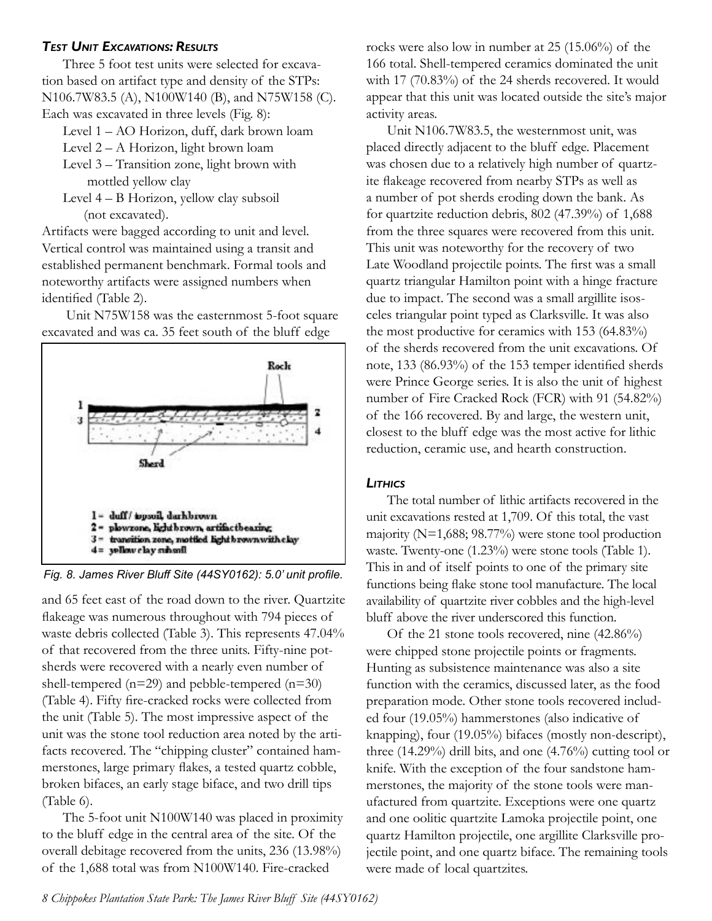### *Test Unit Excavations: Results*

Three 5 foot test units were selected for excavation based on artifact type and density of the STPs: N106.7W83.5 (A), N100W140 (B), and N75W158 (C). Each was excavated in three levels (Fig. 8):

Level 1 – AO Horizon, duff, dark brown loam
Level 2 – A Horizon, light brown loam
Level 3 – Transition zone, light brown with mottled yellow clay
Level 4 – B Horizon, yellow clay subsoil (not excavated).

Artifacts were bagged according to unit and level. Vertical control was maintained using a transit and established permanent benchmark. Formal tools and noteworthy artifacts were assigned numbers when identified (Table 2).

Unit N75W158 was the easternmost 5-foot square excavated and was ca. 35 feet south of the bluff edge and 65 feet east of the road down to the river. Quartzite flakeage was numerous throughout with 794 pieces of waste debris collected (Table 3). This represents 47.04% of that recovered from the three units. Fifty-nine potsherds were recovered with a nearly even number of shell-tempered (n=29) and pebble-tempered (n=30) (Table 4). Fifty fire-cracked rocks were collected from the unit (Table 5). The most impressive aspect of the unit was the stone tool reduction area noted by the artifacts recovered. The "chipping cluster" contained hammerstones, large primary flakes, a tested quartz cobble, broken bifaces, an early stage biface, and two drill tips (Table 6).

1 – duff / topsoil, dark brown
2 – plowzone, light brown, artifact bearing
3 – transition zone, mottled light brown with clay
4 = yellow clay subsoil

*Fig. 8. James River Bluff Site (44SY0162): 5.0' unit profile.*

The 5-foot unit N100W140 was placed in proximity to the bluff edge in the central area of the site. Of the overall debitage recovered from the units, 236 (13.98%) of the 1,688 total was from N100W140. Fire-cracked rocks were also low in number at 25 (15.06%) of the 166 total. Shell-tempered ceramics dominated the unit with 17 (70.83%) of the 24 sherds recovered. It would appear that this unit was located outside the site's major activity areas.

Unit N106.7W83.5, the westernmost unit, was placed directly adjacent to the bluff edge. Placement was chosen due to a relatively high number of quartzite flakeage recovered from nearby STPs as well as a number of pot sherds eroding down the bank. As for quartzite reduction debris, 802 (47.39%) of 1,688 from the three squares were recovered from this unit. This unit was noteworthy for the recovery of two Late Woodland projectile points. The first was a small quartz triangular Hamilton point with a hinge fracture due to impact. The second was a small argillite isosceles triangular point typed as Clarksville. It was also the most productive for ceramics with 153 (64.83%) of the sherds recovered from the unit excavations. Of note, 133 (86.93%) of the 153 temper identified sherds were Prince George series. It is also the unit of highest number of Fire Cracked Rock (FCR) with 91 (54.82%) of the 166 recovered. By and large, the western unit, closest to the bluff edge was the most active for lithic reduction, ceramic use, and hearth construction.

### *Lithics*

The total number of lithic artifacts recovered in the unit excavations rested at 1,709. Of this total, the vast majority (N=1,688; 98.77%) were stone tool production waste. Twenty-one (1.23%) were stone tools (Table 1). This in and of itself points to one of the primary site functions being flake stone tool manufacture. The local availability of quartzite river cobbles and the high-level bluff above the river underscored this function.

Of the 21 stone tools recovered, nine (42.86%) were chipped stone projectile points or fragments. Hunting as subsistence maintenance was also a site function with the ceramics, discussed later, as the food preparation mode. Other stone tools recovered included four (19.05%) hammerstones (also indicative of knapping), four (19.05%) bifaces (mostly non-descript), three (14.29%) drill bits, and one (4.76%) cutting tool or knife. With the exception of the four sandstone hammerstones, the majority of the stone tools were manufactured from quartzite. Exceptions were one quartz and one oolitic quartzite Lamoka projectile point, one quartz Hamilton projectile, one argillite Clarksville projectile point, and one quartz biface. The remaining tools were made of local quartzites.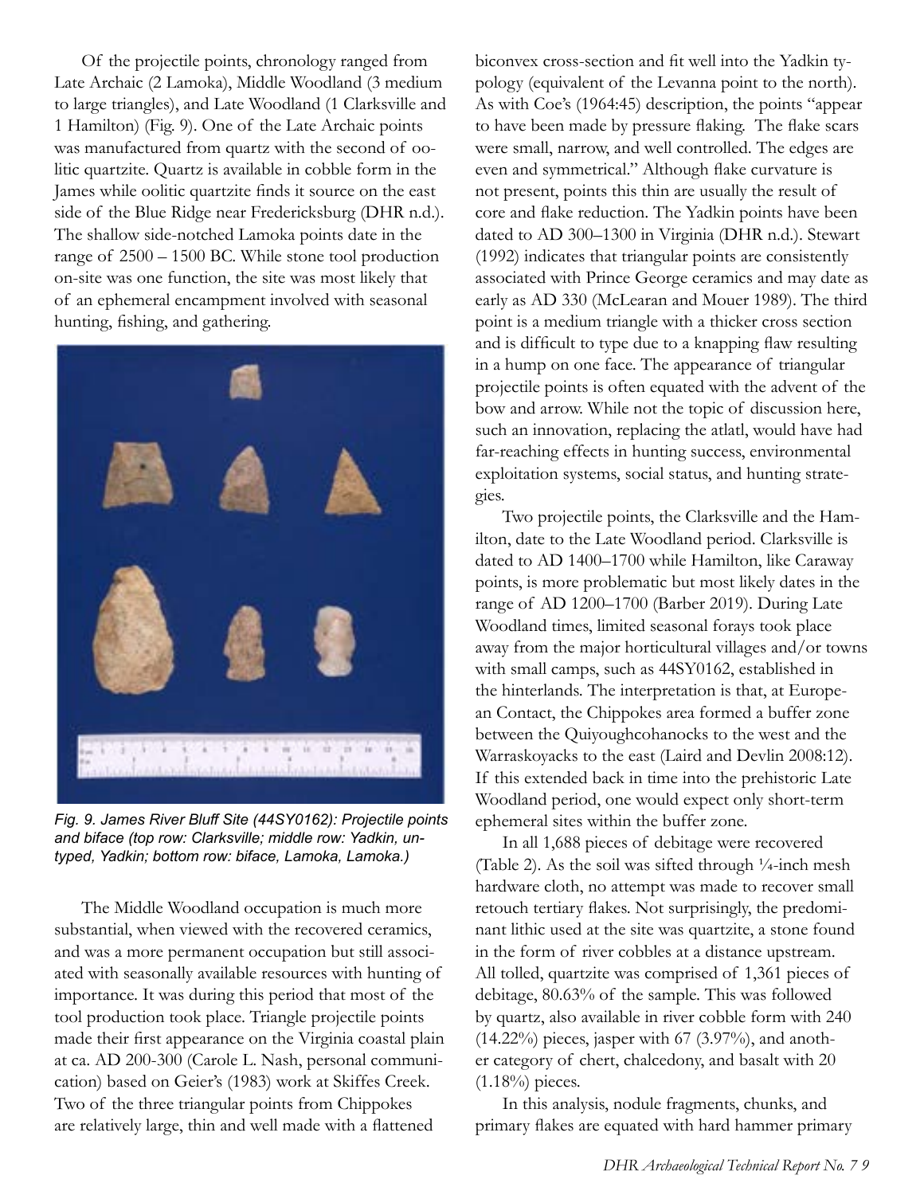Of the projectile points, chronology ranged from Late Archaic (2 Lamoka), Middle Woodland (3 medium to large triangles), and Late Woodland (1 Clarksville and 1 Hamilton) (Fig. 9). One of the Late Archaic points was manufactured from quartz with the second of oolitic quartzite. Quartz is available in cobble form in the James while oolitic quartzite finds it source on the east side of the Blue Ridge near Fredericksburg (DHR n.d.). The shallow side-notched Lamoka points date in the range of 2500 – 1500 BC. While stone tool production on-site was one function, the site was most likely that of an ephemeral encampment involved with seasonal hunting, fishing, and gathering.

*Fig. 9. James River Bluff Site (44SY0162): Projectile points and biface (top row: Clarksville; middle row: Yadkin, untyped, Yadkin; bottom row: biface, Lamoka, Lamoka.)*

The Middle Woodland occupation is much more substantial, when viewed with the recovered ceramics, and was a more permanent occupation but still associated with seasonally available resources with hunting of importance. It was during this period that most of the tool production took place. Triangle projectile points made their first appearance on the Virginia coastal plain at ca. AD 200-300 (Carole L. Nash, personal communication) based on Geier's (1983) work at Skiffes Creek. Two of the three triangular points from Chippokes are relatively large, thin and well made with a flattened biconvex cross-section and fit well into the Yadkin typology (equivalent of the Levanna point to the north). As with Coe's (1964:45) description, the points "appear to have been made by pressure flaking. The flake scars were small, narrow, and well controlled. The edges are even and symmetrical." Although flake curvature is not present, points this thin are usually the result of core and flake reduction. The Yadkin points have been dated to AD 300–1300 in Virginia (DHR n.d.). Stewart (1992) indicates that triangular points are consistently associated with Prince George ceramics and may date as early as AD 330 (McLearan and Mouer 1989). The third point is a medium triangle with a thicker cross section and is difficult to type due to a knapping flaw resulting in a hump on one face. The appearance of triangular projectile points is often equated with the advent of the bow and arrow. While not the topic of discussion here, such an innovation, replacing the atlatl, would have had far-reaching effects in hunting success, environmental exploitation systems, social status, and hunting strategies.

Two projectile points, the Clarksville and the Hamilton, date to the Late Woodland period. Clarksville is dated to AD 1400–1700 while Hamilton, like Caraway points, is more problematic but most likely dates in the range of AD 1200–1700 (Barber 2019). During Late Woodland times, limited seasonal forays took place away from the major horticultural villages and/or towns with small camps, such as 44SY0162, established in the hinterlands. The interpretation is that, at European Contact, the Chippokes area formed a buffer zone between the Quiyoughcohanocks to the west and the Warraskoyacks to the east (Laird and Devlin 2008:12). If this extended back in time into the prehistoric Late Woodland period, one would expect only short-term ephemeral sites within the buffer zone.

In all 1,688 pieces of debitage were recovered (Table 2). As the soil was sifted through ¼-inch mesh hardware cloth, no attempt was made to recover small retouch tertiary flakes. Not surprisingly, the predominant lithic used at the site was quartzite, a stone found in the form of river cobbles at a distance upstream. All tolled, quartzite was comprised of 1,361 pieces of debitage, 80.63% of the sample. This was followed by quartz, also available in river cobble form with 240 (14.22%) pieces, jasper with 67 (3.97%), and another category of chert, chalcedony, and basalt with 20 (1.18%) pieces.

In this analysis, nodule fragments, chunks, and primary flakes are equated with hard hammer primary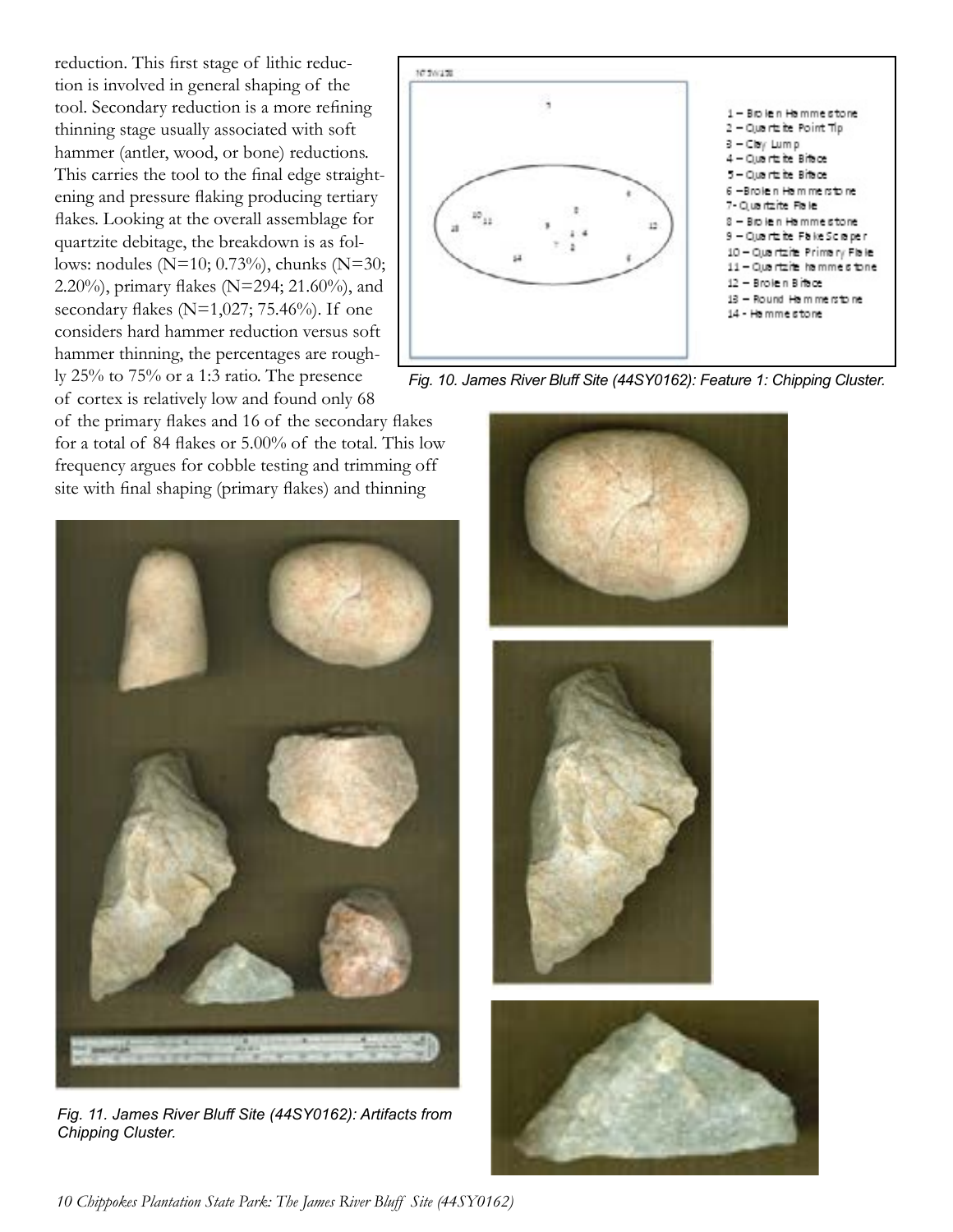reduction. This first stage of lithic reduction is involved in general shaping of the tool. Secondary reduction is a more refining thinning stage usually associated with soft hammer (antler, wood, or bone) reductions. This carries the tool to the final edge straightening and pressure flaking producing tertiary flakes. Looking at the overall assemblage for quartzite debitage, the breakdown is as follows: nodules (N=10; 0.73%), chunks (N=30; 2.20%), primary flakes (N=294; 21.60%), and secondary flakes (N=1,027; 75.46%). If one considers hard hammer reduction versus soft hammer thinning, the percentages are roughly 25% to 75% or a 1:3 ratio. The presence of cortex is relatively low and found only 68 of the primary flakes and 16 of the secondary flakes for a total of 84 flakes or 5.00% of the total. This low frequency argues for cobble testing and trimming off site with final shaping (primary flakes) and thinning

1 – Broken Hammerstone
2 – Quartzite Point Tip
3 – Clay Lump
4 – Quartzite Biface
5 – Quartzite Biface
6 – Broken Hammerstone
7 - Quartzite Flake
8 – Broken Hammerstone
9 – Quartzite Flake Scraper
10 – Quartzite Primary Flake
11 – Quartzite hammerstone
12 – Broken Biface
13 – Round Hammerstone
14 - Hammerstone

*Fig. 10. James River Bluff Site (44SY0162): Feature 1: Chipping Cluster.*

*Fig. 11. James River Bluff Site (44SY0162): Artifacts from Chipping Cluster.*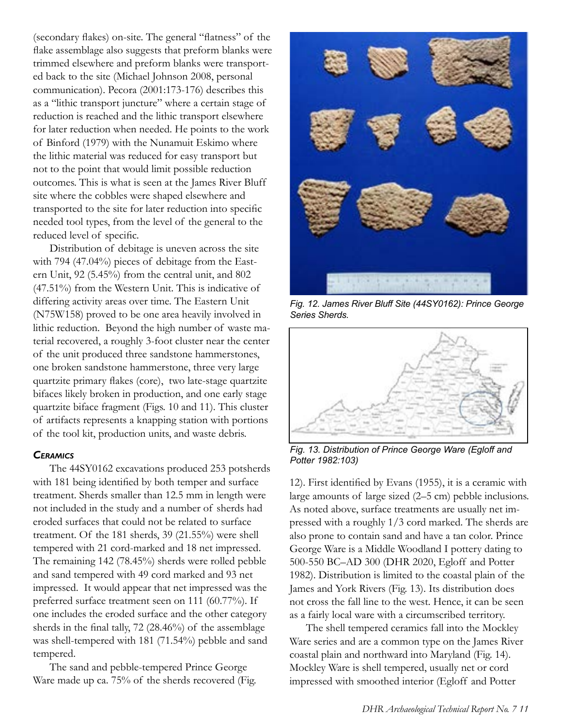(secondary flakes) on-site. The general "flatness" of the flake assemblage also suggests that preform blanks were trimmed elsewhere and preform blanks were transported back to the site (Michael Johnson 2008, personal communication). Pecora (2001:173-176) describes this as a "lithic transport juncture" where a certain stage of reduction is reached and the lithic transport elsewhere for later reduction when needed. He points to the work of Binford (1979) with the Nunamuit Eskimo where the lithic material was reduced for easy transport but not to the point that would limit possible reduction outcomes. This is what is seen at the James River Bluff site where the cobbles were shaped elsewhere and transported to the site for later reduction into specific needed tool types, from the level of the general to the reduced level of specific.

Distribution of debitage is uneven across the site with 794 (47.04%) pieces of debitage from the Eastern Unit, 92 (5.45%) from the central unit, and 802 (47.51%) from the Western Unit. This is indicative of differing activity areas over time. The Eastern Unit (N75W158) proved to be one area heavily involved in lithic reduction. Beyond the high number of waste material recovered, a roughly 3-foot cluster near the center of the unit produced three sandstone hammerstones, one broken sandstone hammerstone, three very large quartzite primary flakes (core), two late-stage quartzite bifaces likely broken in production, and one early stage quartzite biface fragment (Figs. 10 and 11). This cluster of artifacts represents a knapping station with portions of the tool kit, production units, and waste debris.

### *Ceramics*

The 44SY0162 excavations produced 253 potsherds with 181 being identified by both temper and surface treatment. Sherds smaller than 12.5 mm in length were not included in the study and a number of sherds had eroded surfaces that could not be related to surface treatment. Of the 181 sherds, 39 (21.55%) were shell tempered with 21 cord-marked and 18 net impressed. The remaining 142 (78.45%) sherds were rolled pebble and sand tempered with 49 cord marked and 93 net impressed. It would appear that net impressed was the preferred surface treatment seen on 111 (60.77%). If one includes the eroded surface and the other category sherds in the final tally, 72 (28.46%) of the assemblage was shell-tempered with 181 (71.54%) pebble and sand tempered.

The sand and pebble-tempered Prince George Ware made up ca. 75% of the sherds recovered (Fig. 12). First identified by Evans (1955), it is a ceramic with large amounts of large sized (2–5 cm) pebble inclusions. As noted above, surface treatments are usually net impressed with a roughly 1/3 cord marked. The sherds are also prone to contain sand and have a tan color. Prince George Ware is a Middle Woodland I pottery dating to 500-550 BC–AD 300 (DHR 2020, Egloff and Potter 1982). Distribution is limited to the coastal plain of the James and York Rivers (Fig. 13). Its distribution does not cross the fall line to the west. Hence, it can be seen as a fairly local ware with a circumscribed territory.

*Fig. 12. James River Bluff Site (44SY0162): Prince George Series Sherds.*

*Fig. 13. Distribution of Prince George Ware (Egloff and Potter 1982:103)*

The shell tempered ceramics fall into the Mockley Ware series and are a common type on the James River coastal plain and northward into Maryland (Fig. 14). Mockley Ware is shell tempered, usually net or cord impressed with smoothed interior (Egloff and Potter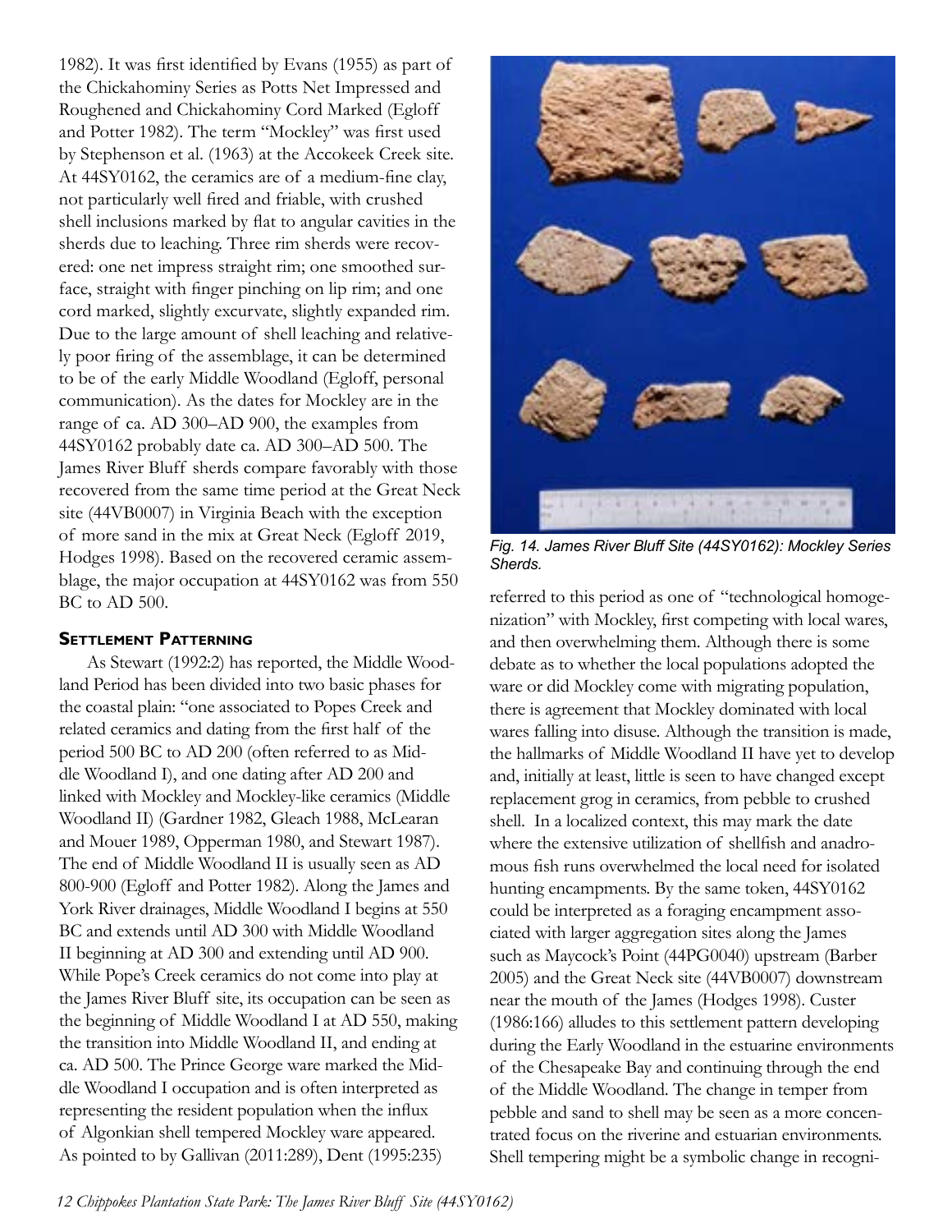1982). It was first identified by Evans (1955) as part of the Chickahominy Series as Potts Net Impressed and Roughened and Chickahominy Cord Marked (Egloff and Potter 1982). The term "Mockley" was first used by Stephenson et al. (1963) at the Accokeek Creek site. At 44SY0162, the ceramics are of a medium-fine clay, not particularly well fired and friable, with crushed shell inclusions marked by flat to angular cavities in the sherds due to leaching. Three rim sherds were recovered: one net impress straight rim; one smoothed surface, straight with finger pinching on lip rim; and one cord marked, slightly excurvate, slightly expanded rim. Due to the large amount of shell leaching and relatively poor firing of the assemblage, it can be determined to be of the early Middle Woodland (Egloff, personal communication). As the dates for Mockley are in the range of ca. AD 300–AD 900, the examples from 44SY0162 probably date ca. AD 300–AD 500. The James River Bluff sherds compare favorably with those recovered from the same time period at the Great Neck site (44VB0007) in Virginia Beach with the exception of more sand in the mix at Great Neck (Egloff 2019, Hodges 1998). Based on the recovered ceramic assemblage, the major occupation at 44SY0162 was from 550 BC to AD 500.

### Settlement Patterning

As Stewart (1992:2) has reported, the Middle Woodland Period has been divided into two basic phases for the coastal plain: "one associated to Popes Creek and related ceramics and dating from the first half of the period 500 BC to AD 200 (often referred to as Middle Woodland I), and one dating after AD 200 and linked with Mockley and Mockley-like ceramics (Middle Woodland II) (Gardner 1982, Gleach 1988, McLearan and Mouer 1989, Opperman 1980, and Stewart 1987). The end of Middle Woodland II is usually seen as AD 800-900 (Egloff and Potter 1982). Along the James and York River drainages, Middle Woodland I begins at 550 BC and extends until AD 300 with Middle Woodland II beginning at AD 300 and extending until AD 900. While Pope's Creek ceramics do not come into play at the James River Bluff site, its occupation can be seen as the beginning of Middle Woodland I at AD 550, making the transition into Middle Woodland II, and ending at ca. AD 500. The Prince George ware marked the Middle Woodland I occupation and is often interpreted as representing the resident population when the influx of Algonkian shell tempered Mockley ware appeared. As pointed to by Gallivan (2011:289), Dent (1995:235) referred to this period as one of "technological homogenization" with Mockley, first competing with local wares, and then overwhelming them. Although there is some debate as to whether the local populations adopted the ware or did Mockley come with migrating population, there is agreement that Mockley dominated with local wares falling into disuse. Although the transition is made, the hallmarks of Middle Woodland II have yet to develop and, initially at least, little is seen to have changed except replacement grog in ceramics, from pebble to crushed shell. In a localized context, this may mark the date where the extensive utilization of shellfish and anadromous fish runs overwhelmed the local need for isolated hunting encampments. By the same token, 44SY0162 could be interpreted as a foraging encampment associated with larger aggregation sites along the James such as Maycock's Point (44PG0040) upstream (Barber 2005) and the Great Neck site (44VB0007) downstream near the mouth of the James (Hodges 1998). Custer (1986:166) alludes to this settlement pattern developing during the Early Woodland in the estuarine environments of the Chesapeake Bay and continuing through the end of the Middle Woodland. The change in temper from pebble and sand to shell may be seen as a more concentrated focus on the riverine and estuarian environments. Shell tempering might be a symbolic change in recogni-

*Fig. 14. James River Bluff Site (44SY0162): Mockley Series Sherds.*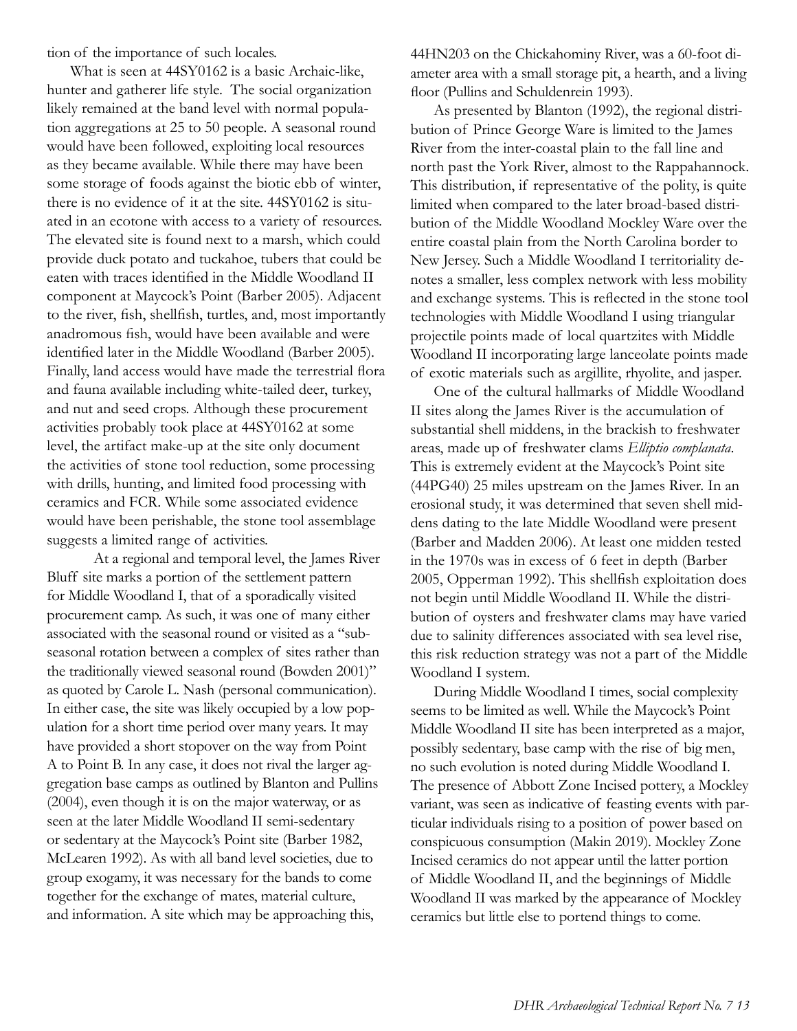tion of the importance of such locales.

What is seen at 44SY0162 is a basic Archaic-like, hunter and gatherer life style. The social organization likely remained at the band level with normal population aggregations at 25 to 50 people. A seasonal round would have been followed, exploiting local resources as they became available. While there may have been some storage of foods against the biotic ebb of winter, there is no evidence of it at the site. 44SY0162 is situated in an ecotone with access to a variety of resources. The elevated site is found next to a marsh, which could provide duck potato and tuckahoe, tubers that could be eaten with traces identified in the Middle Woodland II component at Maycock's Point (Barber 2005). Adjacent to the river, fish, shellfish, turtles, and, most importantly anadromous fish, would have been available and were identified later in the Middle Woodland (Barber 2005). Finally, land access would have made the terrestrial flora and fauna available including white-tailed deer, turkey, and nut and seed crops. Although these procurement activities probably took place at 44SY0162 at some level, the artifact make-up at the site only document the activities of stone tool reduction, some processing with drills, hunting, and limited food processing with ceramics and FCR. While some associated evidence would have been perishable, the stone tool assemblage suggests a limited range of activities.

At a regional and temporal level, the James River Bluff site marks a portion of the settlement pattern for Middle Woodland I, that of a sporadically visited procurement camp. As such, it was one of many either associated with the seasonal round or visited as a "sub-seasonal rotation between a complex of sites rather than the traditionally viewed seasonal round (Bowden 2001)" as quoted by Carole L. Nash (personal communication). In either case, the site was likely occupied by a low population for a short time period over many years. It may have provided a short stopover on the way from Point A to Point B. In any case, it does not rival the larger aggregation base camps as outlined by Blanton and Pullins (2004), even though it is on the major waterway, or as seen at the later Middle Woodland II semi-sedentary or sedentary at the Maycock's Point site (Barber 1982, McLearen 1992). As with all band level societies, due to group exogamy, it was necessary for the bands to come together for the exchange of mates, material culture, and information. A site which may be approaching this, 44HN203 on the Chickahominy River, was a 60-foot diameter area with a small storage pit, a hearth, and a living floor (Pullins and Schuldenrein 1993).

As presented by Blanton (1992), the regional distribution of Prince George Ware is limited to the James River from the inter-coastal plain to the fall line and north past the York River, almost to the Rappahannock. This distribution, if representative of the polity, is quite limited when compared to the later broad-based distribution of the Middle Woodland Mockley Ware over the entire coastal plain from the North Carolina border to New Jersey. Such a Middle Woodland I territoriality denotes a smaller, less complex network with less mobility and exchange systems. This is reflected in the stone tool technologies with Middle Woodland I using triangular projectile points made of local quartzites with Middle Woodland II incorporating large lanceolate points made of exotic materials such as argillite, rhyolite, and jasper.

One of the cultural hallmarks of Middle Woodland II sites along the James River is the accumulation of substantial shell middens, in the brackish to freshwater areas, made up of freshwater clams *Elliptio complanata*. This is extremely evident at the Maycock's Point site (44PG40) 25 miles upstream on the James River. In an erosional study, it was determined that seven shell middens dating to the late Middle Woodland were present (Barber and Madden 2006). At least one midden tested in the 1970s was in excess of 6 feet in depth (Barber 2005, Opperman 1992). This shellfish exploitation does not begin until Middle Woodland II. While the distribution of oysters and freshwater clams may have varied due to salinity differences associated with sea level rise, this risk reduction strategy was not a part of the Middle Woodland I system.

During Middle Woodland I times, social complexity seems to be limited as well. While the Maycock's Point Middle Woodland II site has been interpreted as a major, possibly sedentary, base camp with the rise of big men, no such evolution is noted during Middle Woodland I. The presence of Abbott Zone Incised pottery, a Mockley variant, was seen as indicative of feasting events with particular individuals rising to a position of power based on conspicuous consumption (Makin 2019). Mockley Zone Incised ceramics do not appear until the latter portion of Middle Woodland II, and the beginnings of Middle Woodland II was marked by the appearance of Mockley ceramics but little else to portend things to come.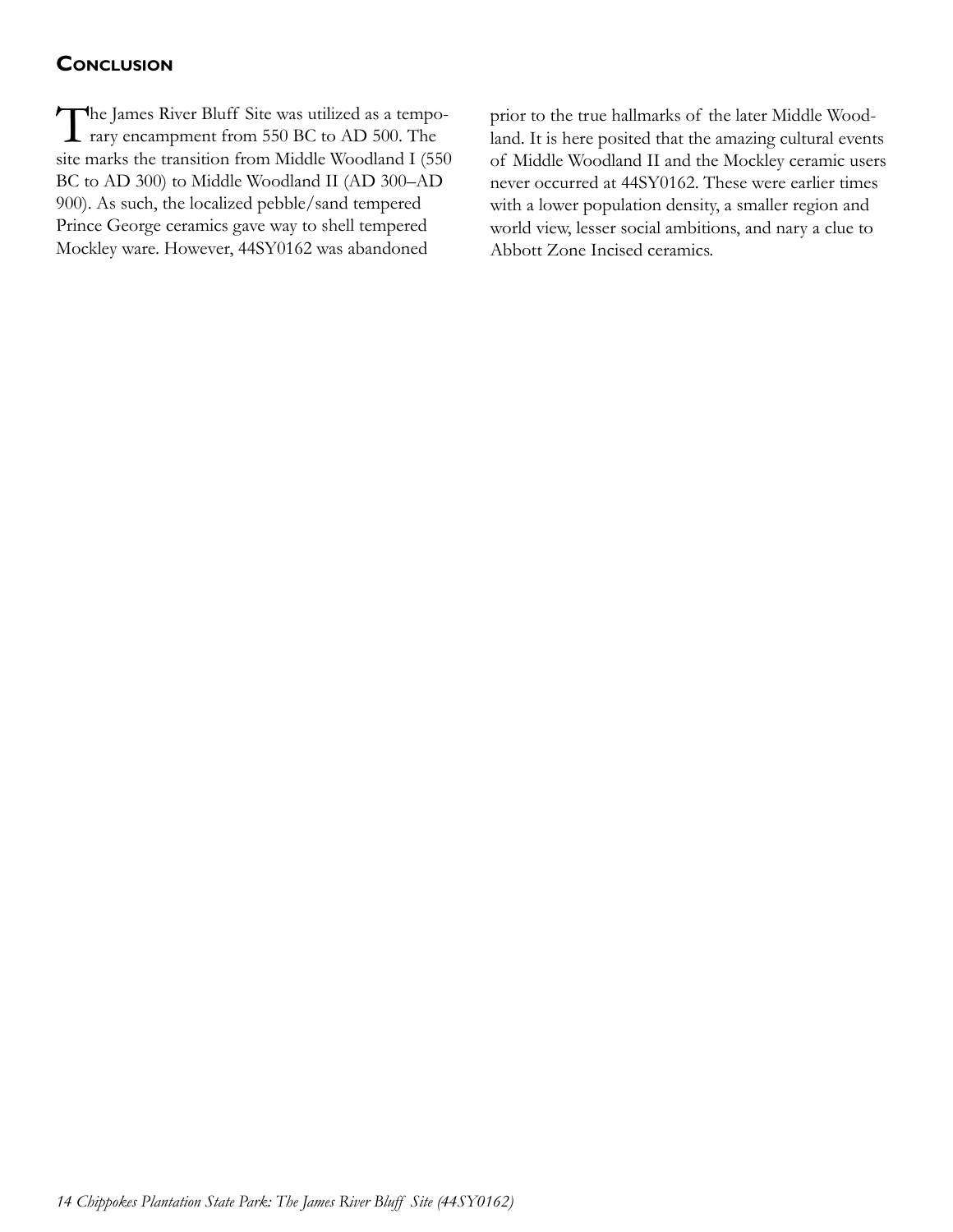## Conclusion

The James River Bluff Site was utilized as a temporary encampment from 550 BC to AD 500. The site marks the transition from Middle Woodland I (550 BC to AD 300) to Middle Woodland II (AD 300–AD 900). As such, the localized pebble/sand tempered Prince George ceramics gave way to shell tempered Mockley ware. However, 44SY0162 was abandoned prior to the true hallmarks of the later Middle Woodland. It is here posited that the amazing cultural events of Middle Woodland II and the Mockley ceramic users never occurred at 44SY0162. These were earlier times with a lower population density, a smaller region and world view, lesser social ambitions, and nary a clue to Abbott Zone Incised ceramics.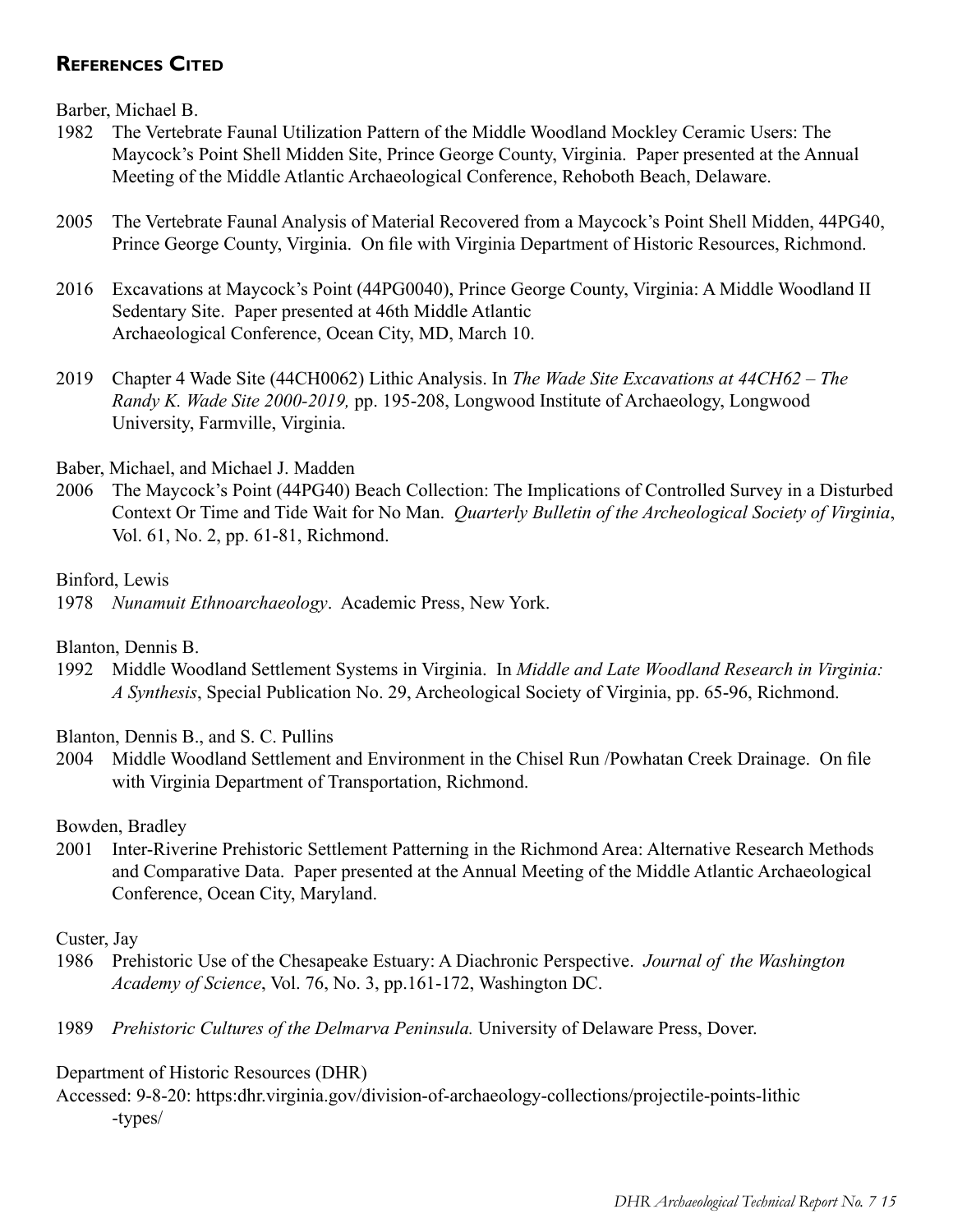## References Cited

Barber, Michael B.

1982 The Vertebrate Faunal Utilization Pattern of the Middle Woodland Mockley Ceramic Users: The Maycock's Point Shell Midden Site, Prince George County, Virginia. Paper presented at the Annual Meeting of the Middle Atlantic Archaeological Conference, Rehoboth Beach, Delaware.

2005 The Vertebrate Faunal Analysis of Material Recovered from a Maycock's Point Shell Midden, 44PG40, Prince George County, Virginia. On file with Virginia Department of Historic Resources, Richmond.

2016 Excavations at Maycock's Point (44PG0040), Prince George County, Virginia: A Middle Woodland II Sedentary Site. Paper presented at 46th Middle Atlantic Archaeological Conference, Ocean City, MD, March 10.

2019 Chapter 4 Wade Site (44CH0062) Lithic Analysis. In *The Wade Site Excavations at 44CH62 – The Randy K. Wade Site 2000-2019,* pp. 195-208, Longwood Institute of Archaeology, Longwood University, Farmville, Virginia.

Baber, Michael, and Michael J. Madden

2006 The Maycock's Point (44PG40) Beach Collection: The Implications of Controlled Survey in a Disturbed Context Or Time and Tide Wait for No Man. *Quarterly Bulletin of the Archeological Society of Virginia*, Vol. 61, No. 2, pp. 61-81, Richmond.

Binford, Lewis

1978 *Nunamuit Ethnoarchaeology*. Academic Press, New York.

Blanton, Dennis B.

1992 Middle Woodland Settlement Systems in Virginia. In *Middle and Late Woodland Research in Virginia: A Synthesis*, Special Publication No. 29, Archeological Society of Virginia, pp. 65-96, Richmond.

Blanton, Dennis B., and S. C. Pullins

2004 Middle Woodland Settlement and Environment in the Chisel Run /Powhatan Creek Drainage. On file with Virginia Department of Transportation, Richmond.

Bowden, Bradley

2001 Inter-Riverine Prehistoric Settlement Patterning in the Richmond Area: Alternative Research Methods and Comparative Data. Paper presented at the Annual Meeting of the Middle Atlantic Archaeological Conference, Ocean City, Maryland.

Custer, Jay

1986 Prehistoric Use of the Chesapeake Estuary: A Diachronic Perspective. *Journal of the Washington Academy of Science*, Vol. 76, No. 3, pp.161-172, Washington DC.

1989 *Prehistoric Cultures of the Delmarva Peninsula.* University of Delaware Press, Dover.

Department of Historic Resources (DHR)

Accessed: 9-8-20: https:dhr.virginia.gov/division-of-archaeology-collections/projectile-points-lithic-types/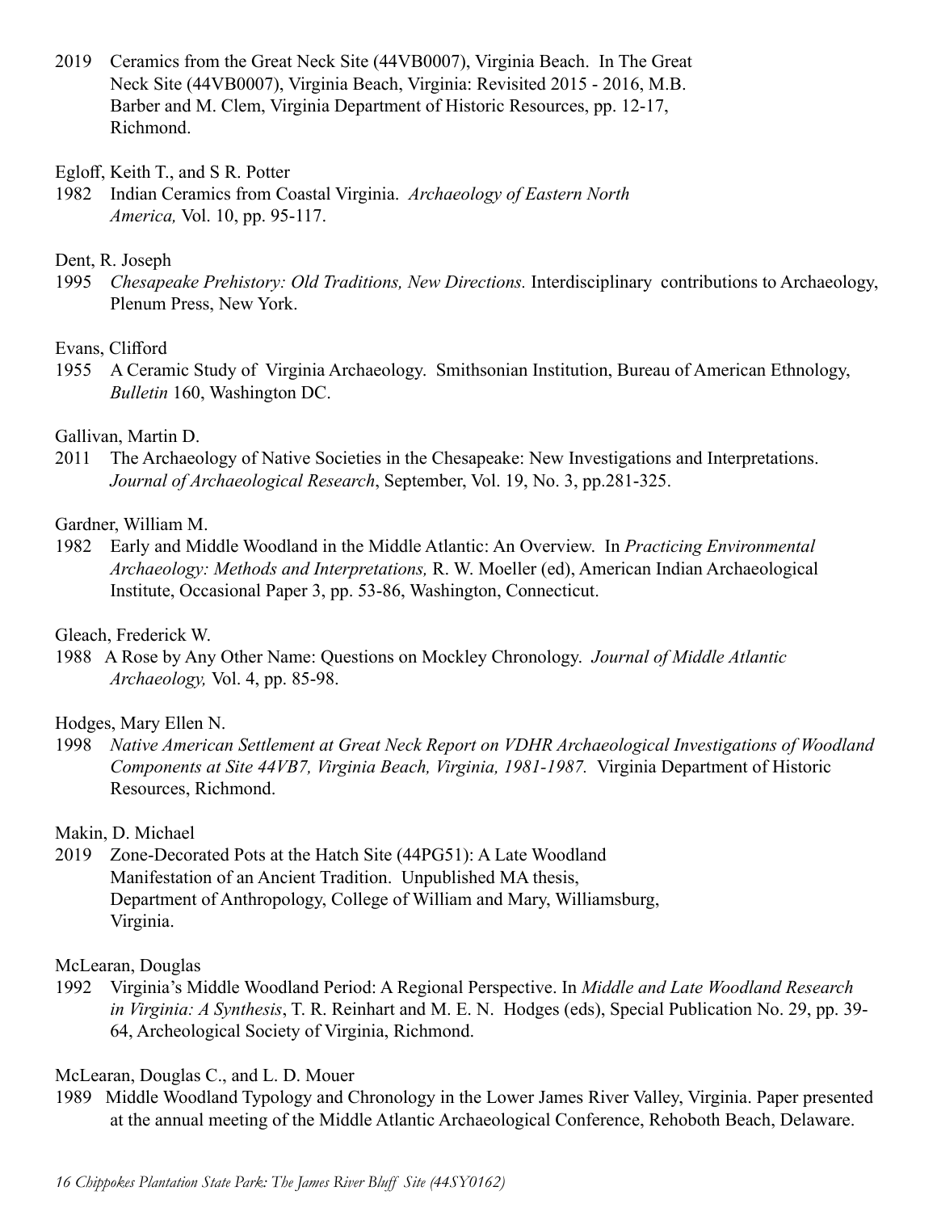2019 Ceramics from the Great Neck Site (44VB0007), Virginia Beach. In The Great Neck Site (44VB0007), Virginia Beach, Virginia: Revisited 2015 - 2016, M.B. Barber and M. Clem, Virginia Department of Historic Resources, pp. 12-17, Richmond.

Egloff, Keith T., and S R. Potter

1982 Indian Ceramics from Coastal Virginia. *Archaeology of Eastern North America,* Vol. 10, pp. 95-117.

Dent, R. Joseph

1995 *Chesapeake Prehistory: Old Traditions, New Directions.* Interdisciplinary contributions to Archaeology, Plenum Press, New York.

Evans, Clifford

1955 A Ceramic Study of Virginia Archaeology. Smithsonian Institution, Bureau of American Ethnology, *Bulletin* 160, Washington DC.

Gallivan, Martin D.

2011 The Archaeology of Native Societies in the Chesapeake: New Investigations and Interpretations. *Journal of Archaeological Research*, September, Vol. 19, No. 3, pp.281-325.

Gardner, William M.

1982 Early and Middle Woodland in the Middle Atlantic: An Overview. In *Practicing Environmental Archaeology: Methods and Interpretations,* R. W. Moeller (ed), American Indian Archaeological Institute, Occasional Paper 3, pp. 53-86, Washington, Connecticut.

Gleach, Frederick W.

1988 A Rose by Any Other Name: Questions on Mockley Chronology. *Journal of Middle Atlantic Archaeology,* Vol. 4, pp. 85-98.

Hodges, Mary Ellen N.

1998 *Native American Settlement at Great Neck Report on VDHR Archaeological Investigations of Woodland Components at Site 44VB7, Virginia Beach, Virginia, 1981-1987.* Virginia Department of Historic Resources, Richmond.

Makin, D. Michael

2019 Zone-Decorated Pots at the Hatch Site (44PG51): A Late Woodland Manifestation of an Ancient Tradition. Unpublished MA thesis, Department of Anthropology, College of William and Mary, Williamsburg, Virginia.

McLearan, Douglas

1992 Virginia's Middle Woodland Period: A Regional Perspective. In *Middle and Late Woodland Research in Virginia: A Synthesis*, T. R. Reinhart and M. E. N. Hodges (eds), Special Publication No. 29, pp. 39-64, Archeological Society of Virginia, Richmond.

McLearan, Douglas C., and L. D. Mouer

1989 Middle Woodland Typology and Chronology in the Lower James River Valley, Virginia. Paper presented at the annual meeting of the Middle Atlantic Archaeological Conference, Rehoboth Beach, Delaware.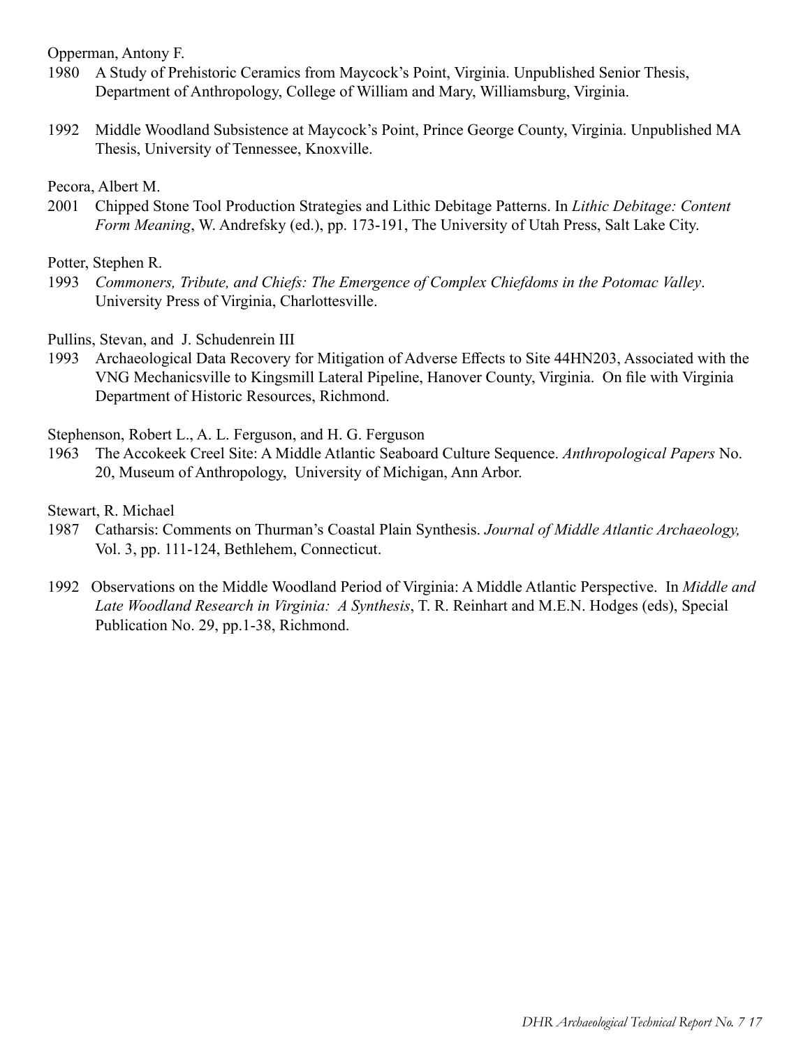Opperman, Antony F.

1980 A Study of Prehistoric Ceramics from Maycock's Point, Virginia. Unpublished Senior Thesis, Department of Anthropology, College of William and Mary, Williamsburg, Virginia.

1992 Middle Woodland Subsistence at Maycock's Point, Prince George County, Virginia. Unpublished MA Thesis, University of Tennessee, Knoxville.

Pecora, Albert M.

2001 Chipped Stone Tool Production Strategies and Lithic Debitage Patterns. In *Lithic Debitage: Content Form Meaning*, W. Andrefsky (ed.), pp. 173-191, The University of Utah Press, Salt Lake City.

Potter, Stephen R.

1993 *Commoners, Tribute, and Chiefs: The Emergence of Complex Chiefdoms in the Potomac Valley*. University Press of Virginia, Charlottesville.

Pullins, Stevan, and J. Schudenrein III

1993 Archaeological Data Recovery for Mitigation of Adverse Effects to Site 44HN203, Associated with the VNG Mechanicsville to Kingsmill Lateral Pipeline, Hanover County, Virginia. On file with Virginia Department of Historic Resources, Richmond.

Stephenson, Robert L., A. L. Ferguson, and H. G. Ferguson

1963 The Accokeek Creel Site: A Middle Atlantic Seaboard Culture Sequence. *Anthropological Papers* No. 20, Museum of Anthropology, University of Michigan, Ann Arbor.

Stewart, R. Michael

1987 Catharsis: Comments on Thurman's Coastal Plain Synthesis. *Journal of Middle Atlantic Archaeology,* Vol. 3, pp. 111-124, Bethlehem, Connecticut.

1992 Observations on the Middle Woodland Period of Virginia: A Middle Atlantic Perspective. In *Middle and Late Woodland Research in Virginia: A Synthesis*, T. R. Reinhart and M.E.N. Hodges (eds), Special Publication No. 29, pp.1-38, Richmond.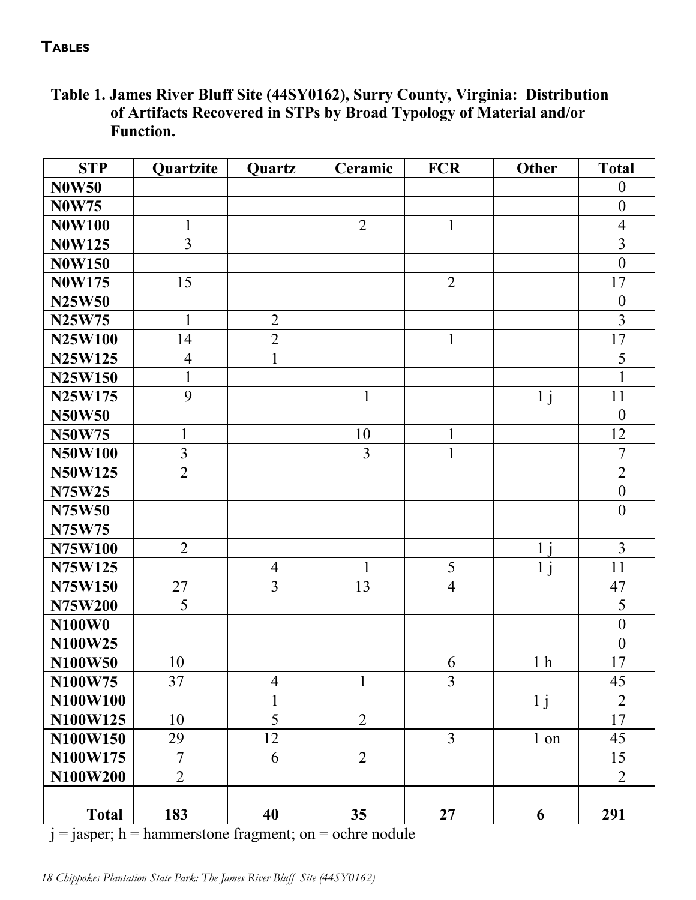## TABLES

**Table 1. James River Bluff Site (44SY0162), Surry County, Virginia: Distribution of Artifacts Recovered in STPs by Broad Typology of Material and/or Function.**

| STP | Quartzite | Quartz | Ceramic | FCR | Other | Total |
|---|---|---|---|---|---|---|
| **N0W50** | | | | | | 0 |
| **N0W75** | | | | | | 0 |
| **N0W100** | 1 | | 2 | 1 | | 4 |
| **N0W125** | 3 | | | | | 3 |
| **N0W150** | | | | | | 0 |
| **N0W175** | 15 | | | 2 | | 17 |
| **N25W50** | | | | | | 0 |
| **N25W75** | 1 | 2 | | | | 3 |
| **N25W100** | 14 | 2 | | 1 | | 17 |
| **N25W125** | 4 | 1 | | | | 5 |
| **N25W150** | 1 | | | | | 1 |
| **N25W175** | 9 | | 1 | | 1 j | 11 |
| **N50W50** | | | | | | 0 |
| **N50W75** | 1 | | 10 | 1 | | 12 |
| **N50W100** | 3 | | 3 | 1 | | 7 |
| **N50W125** | 2 | | | | | 2 |
| **N75W25** | | | | | | 0 |
| **N75W50** | | | | | | 0 |
| **N75W75** | | | | | | |
| **N75W100** | 2 | | | | 1 j | 3 |
| **N75W125** | | 4 | 1 | 5 | 1 j | 11 |
| **N75W150** | 27 | 3 | 13 | 4 | | 47 |
| **N75W200** | 5 | | | | | 5 |
| **N100W0** | | | | | | 0 |
| **N100W25** | | | | | | 0 |
| **N100W50** | 10 | | | 6 | 1 h | 17 |
| **N100W75** | 37 | 4 | 1 | 3 | | 45 |
| **N100W100** | | 1 | | | 1 j | 2 |
| **N100W125** | 10 | 5 | 2 | | | 17 |
| **N100W150** | 29 | 12 | | 3 | 1 on | 45 |
| **N100W175** | 7 | 6 | 2 | | | 15 |
| **N100W200** | 2 | | | | | 2 |
| | | | | | | |
| **Total** | **183** | **40** | **35** | **27** | **6** | **291** |

j = jasper; h = hammerstone fragment; on = ochre nodule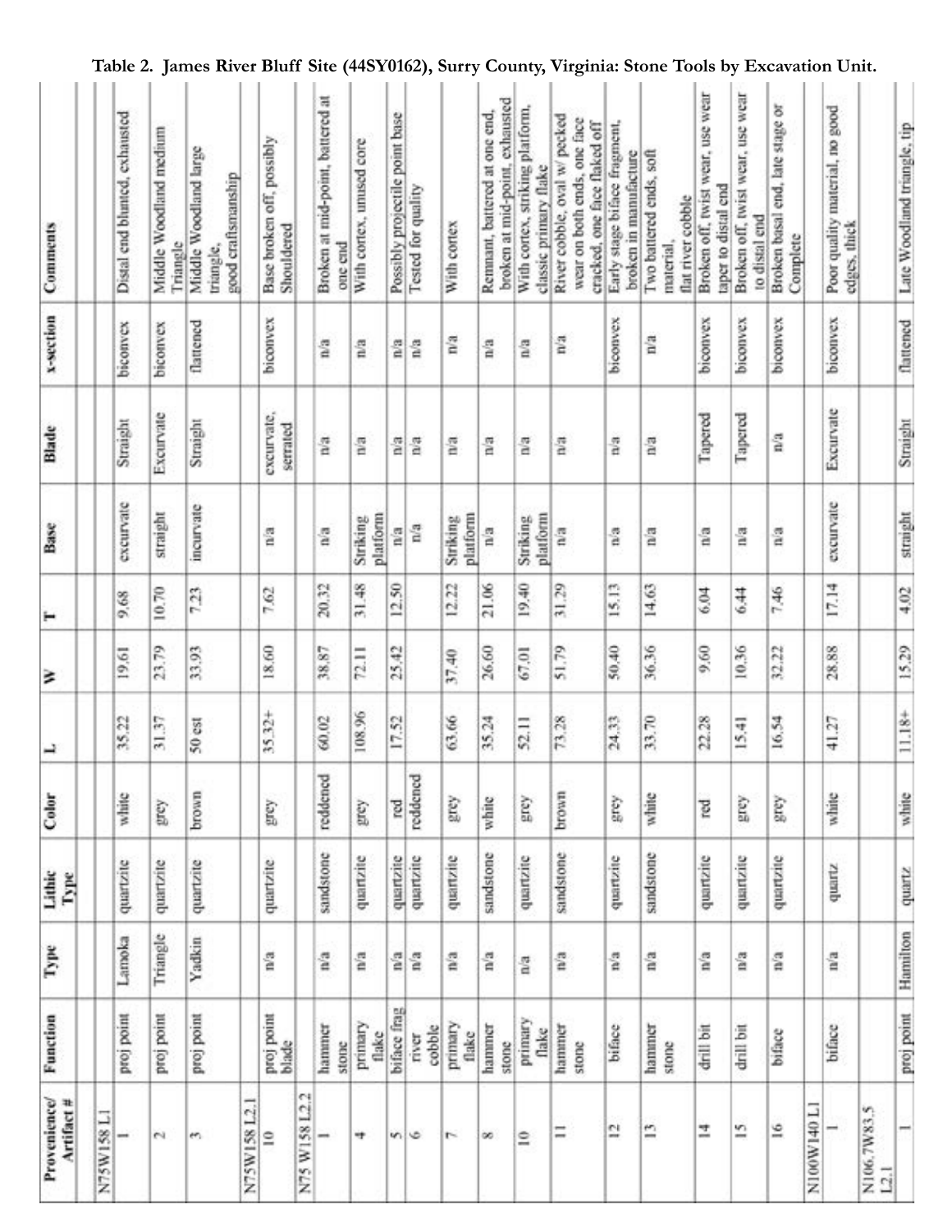**Table 2. James River Bluff Site (44SY0162), Surry County, Virginia: Stone Tools by Excavation Unit.**

| Provenience/ Artifact # | Function | Type | Lithic Type | Color | L | W | T | Base | Blade | x-section | Comments |
|---|---|---|---|---|---|---|---|---|---|---|---|
| N75W158 L1 | | | | | | | | | | | |
| 1 | proj point | Lamoka | quartzite | white | 35.22 | 19.61 | 9.68 | excurvate | Straight | biconvex | Distal end blunted, exhausted |
| 2 | proj point | Triangle | quartzite | grey | 31.37 | 23.79 | 10.70 | straight | Excurvate | biconvex | Middle Woodland medium Triangle |
| 3 | proj point | Yadkin | quartzite | brown | 50 est | 33.93 | 7.23 | incurvate | Straight | flattened | Middle Woodland large triangle, good craftsmanship |
| N75W158 L2.1 | | | | | | | | | | | |
| 10 | proj point blade | n/a | quartzite | grey | 35.32+ | 18.60 | 7.62 | n/a | excurvate, serrated | biconvex | Base broken off, possibly Shouldered |
| N75 W158 L2.2 | | | | | | | | | | | |
| 1 | hammer stone | n/a | sandstone | reddened | 60.02 | 38.87 | 20.32 | n/a | n/a | n/a | Broken at mid-point, battered at one end |
| 4 | primary flake | n/a | quartzite | grey | 108.96 | 72.11 | 31.48 | Striking platform | n/a | n/a | With cortex, unused core |
| 5 | biface frag | n/a | quartzite | red | 17.52 | 25.42 | 12.50 | n/a | n/a | n/a | Possibly projectile point base |
| 6 | river cobble | n/a | quartzite | reddened | | | | n/a | n/a | n/a | Tested for quality |
| 7 | primary flake | n/a | quartzite | grey | 63.66 | 37.40 | 12.22 | Striking platform | n/a | n/a | With cortex |
| 8 | hammer stone | n/a | sandstone | white | 35.24 | 26.60 | 21.06 | n/a | n/a | n/a | Remnant, battered at one end, broken at mid-point, exhausted |
| 10 | primary flake | n/a | quartzite | grey | 52.11 | 67.01 | 19.40 | Striking platform | n/a | n/a | With cortex, striking platform, classic primary flake |
| 11 | hammer stone | n/a | sandstone | brown | 73.28 | 51.79 | 31.29 | n/a | n/a | n/a | River cobble, oval w/ pecked wear on both ends, one face cracked, one face flaked off |
| 12 | biface | n/a | quartzite | grey | 24.33 | 50.40 | 15.13 | n/a | n/a | biconvex | Early stage biface fragment, broken in manufacture |
| 13 | hammer stone | n/a | sandstone | white | 33.70 | 36.36 | 14.63 | n/a | n/a | n/a | Two battered ends, soft material, flat river cobble |
| 14 | drill bit | n/a | quartzite | red | 22.28 | 9.60 | 6.04 | n/a | Tapered | biconvex | Broken off, twist wear, use wear taper to distal end |
| 15 | drill bit | n/a | quartzite | grey | 15.41 | 10.36 | 6.44 | n/a | Tapered | biconvex | Broken off, twist wear, use wear to distal end |
| 16 | biface | n/a | quartzite | grey | 16.54 | 32.22 | 7.46 | n/a | n/a | biconvex | Broken basal end, late stage or Complete |
| N100W140 L1 | | | | | | | | | | | |
| 1 | biface | n/a | quartz | white | 41.27 | 28.88 | 17.14 | excurvate | Excurvate | biconvex | Poor quality material, no good edges, thick |
| N106.7W83.5 L2.1 | | | | | | | | | | | |
| 1 | proj point | Hamilton | quartz | white | 11.18+ | 15.29 | 4.02 | straight | Straight | flattened | Late Woodland triangle, tip |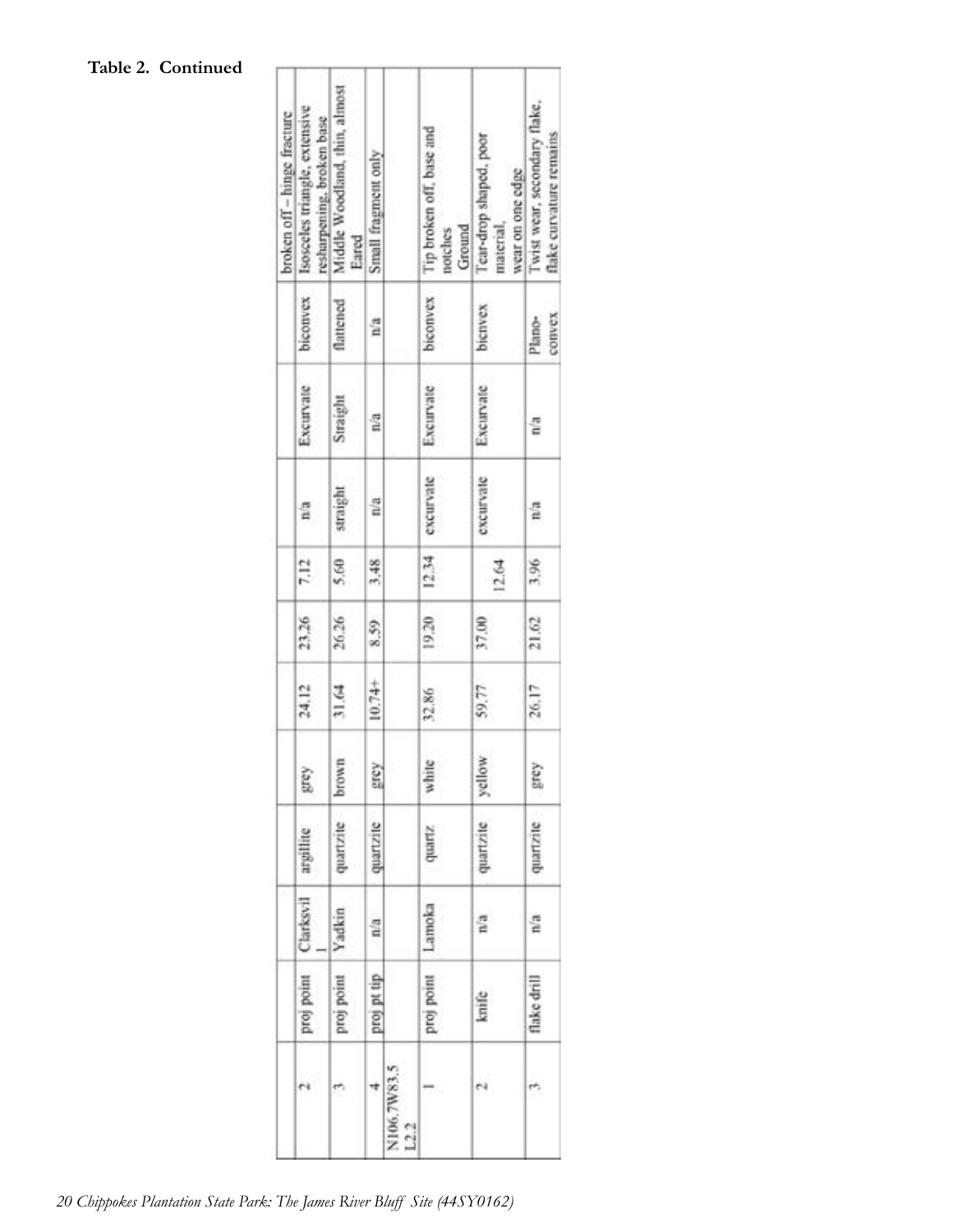**Table 2. Continued**

| | | | | | | | | | | | | |
|---|---|---|---|---|---|---|---|---|---|---|---|---|
| | | | | | | | | | | | | broken off – hinge fracture |
| | 2 | proj point | Clarksvil l | argillite | grey | 24.12 | 23.26 | 7.12 | n/a | Excurvate | biconvex | Isosceles triangle, extensive resharpening, broken base |
| | 3 | proj point | Yadkin | quartzite | brown | 31.64 | 26.26 | 5.60 | straight | Straight | flattened | Middle Woodland, thin, almost Eared |
| | 4 | proj pt tip | n/a | quartzite | grey | 10.74+ | 8.59 | 3.48 | n/a | n/a | n/a | Small fragment only |
| N106.7W83.5 L2.2 | | | | | | | | | | | | |
| | 1 | proj point | Lamoka | quartz | white | 32.86 | 19.20 | 12.34 | excurvate | Excurvate | biconvex | Tip broken off, base and notches Ground |
| | 2 | knife | n/a | quartzite | yellow | 59.77 | 37.00 | 12.64 | excurvate | Excurvate | bicnvex | Tear-drop shaped, poor material, wear on one edge |
| | 3 | flake drill | n/a | quartzite | grey | 26.17 | 21.62 | 3.96 | n/a | n/a | Plano-convex | Twist wear, secondary flake, flake curvature remains |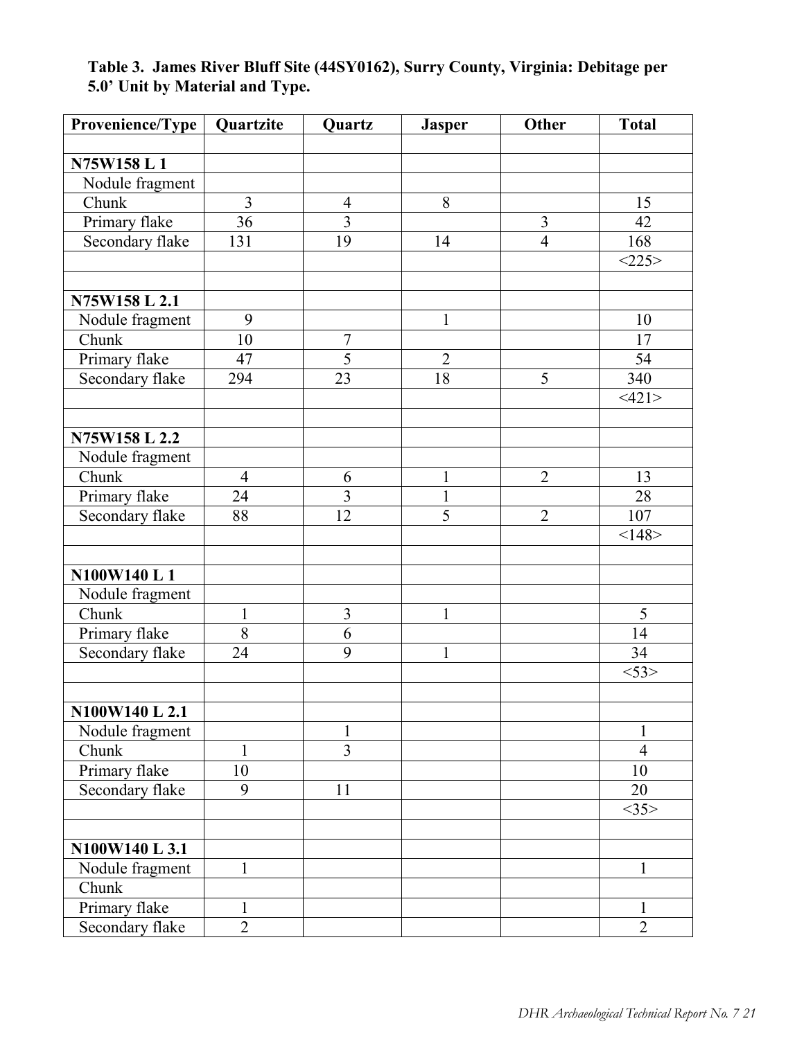**Table 3. James River Bluff Site (44SY0162), Surry County, Virginia: Debitage per 5.0' Unit by Material and Type.**

| Provenience/Type | Quartzite | Quartz | Jasper | Other | Total |
|---|---|---|---|---|---|
| | | | | | |
| **N75W158 L 1** | | | | | |
| Nodule fragment | | | | | |
| Chunk | 3 | 4 | 8 | | 15 |
| Primary flake | 36 | 3 | | 3 | 42 |
| Secondary flake | 131 | 19 | 14 | 4 | 168 |
| | | | | | <225> |
| | | | | | |
| **N75W158 L 2.1** | | | | | |
| Nodule fragment | 9 | | 1 | | 10 |
| Chunk | 10 | 7 | | | 17 |
| Primary flake | 47 | 5 | 2 | | 54 |
| Secondary flake | 294 | 23 | 18 | 5 | 340 |
| | | | | | <421> |
| | | | | | |
| **N75W158 L 2.2** | | | | | |
| Nodule fragment | | | | | |
| Chunk | 4 | 6 | 1 | 2 | 13 |
| Primary flake | 24 | 3 | 1 | | 28 |
| Secondary flake | 88 | 12 | 5 | 2 | 107 |
| | | | | | <148> |
| | | | | | |
| **N100W140 L 1** | | | | | |
| Nodule fragment | | | | | |
| Chunk | 1 | 3 | 1 | | 5 |
| Primary flake | 8 | 6 | | | 14 |
| Secondary flake | 24 | 9 | 1 | | 34 |
| | | | | | <53> |
| | | | | | |
| **N100W140 L 2.1** | | | | | |
| Nodule fragment | | 1 | | | 1 |
| Chunk | 1 | 3 | | | 4 |
| Primary flake | 10 | | | | 10 |
| Secondary flake | 9 | 11 | | | 20 |
| | | | | | <35> |
| | | | | | |
| **N100W140 L 3.1** | | | | | |
| Nodule fragment | 1 | | | | 1 |
| Chunk | | | | | |
| Primary flake | 1 | | | | 1 |
| Secondary flake | 2 | | | | 2 |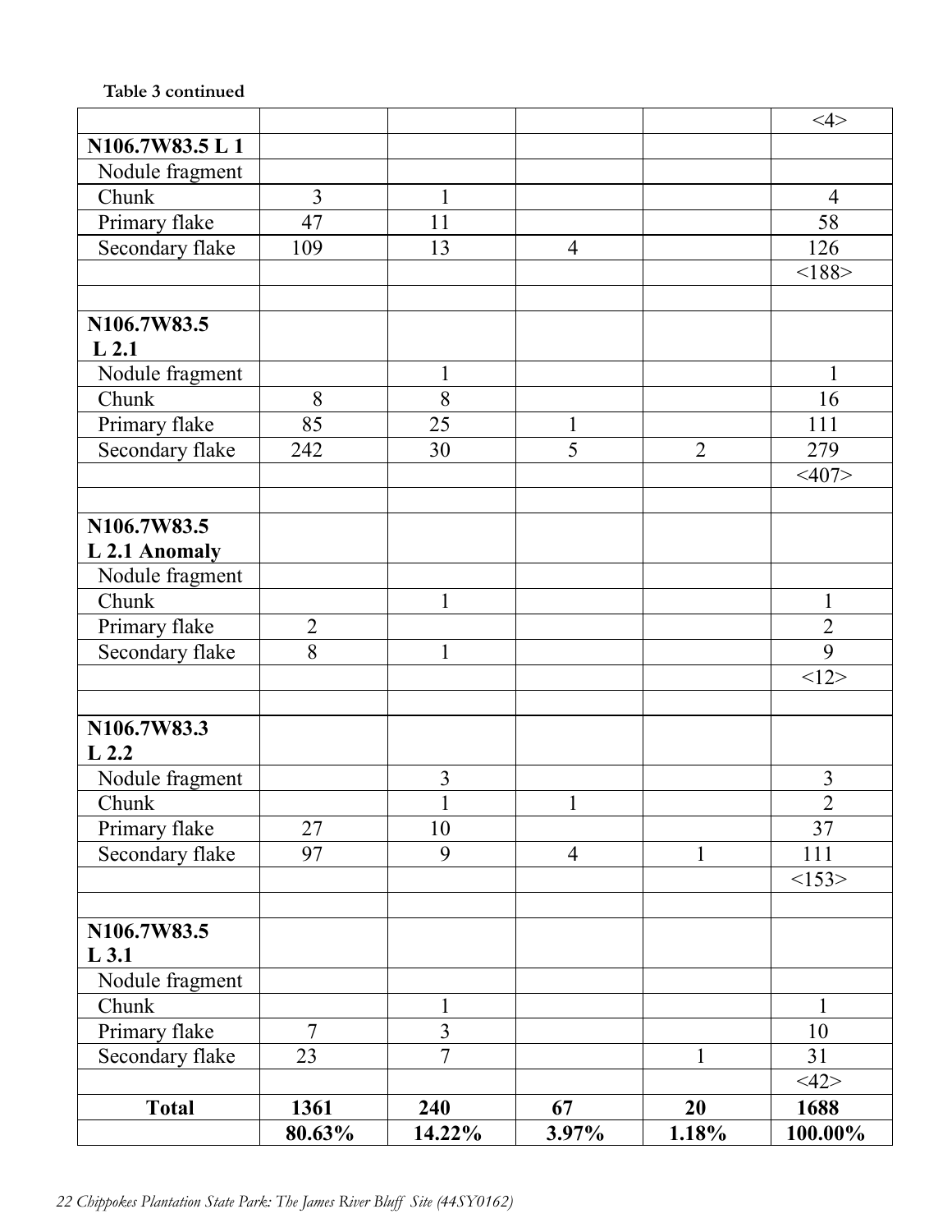**Table 3 continued**

| | | | | | |
|---|---|---|---|---|---|
| | | | | | <4> |
| **N106.7W83.5 L 1** | | | | | |
| Nodule fragment | | | | | |
| Chunk | 3 | 1 | | | 4 |
| Primary flake | 47 | 11 | | | 58 |
| Secondary flake | 109 | 13 | 4 | | 126 |
| | | | | | <188> |
| | | | | | |
| **N106.7W83.5 L 2.1** | | | | | |
| Nodule fragment | | 1 | | | 1 |
| Chunk | 8 | 8 | | | 16 |
| Primary flake | 85 | 25 | 1 | | 111 |
| Secondary flake | 242 | 30 | 5 | 2 | 279 |
| | | | | | <407> |
| | | | | | |
| **N106.7W83.5 L 2.1 Anomaly** | | | | | |
| Nodule fragment | | | | | |
| Chunk | | 1 | | | 1 |
| Primary flake | 2 | | | | 2 |
| Secondary flake | 8 | 1 | | | 9 |
| | | | | | <12> |
| | | | | | |
| **N106.7W83.3 L 2.2** | | | | | |
| Nodule fragment | | 3 | | | 3 |
| Chunk | | 1 | 1 | | 2 |
| Primary flake | 27 | 10 | | | 37 |
| Secondary flake | 97 | 9 | 4 | 1 | 111 |
| | | | | | <153> |
| | | | | | |
| **N106.7W83.5 L 3.1** | | | | | |
| Nodule fragment | | | | | |
| Chunk | | 1 | | | 1 |
| Primary flake | 7 | 3 | | | 10 |
| Secondary flake | 23 | 7 | | 1 | 31 |
| | | | | | <42> |
| **Total** | **1361** | **240** | **67** | **20** | **1688** |
| | **80.63%** | **14.22%** | **3.97%** | **1.18%** | **100.00%** |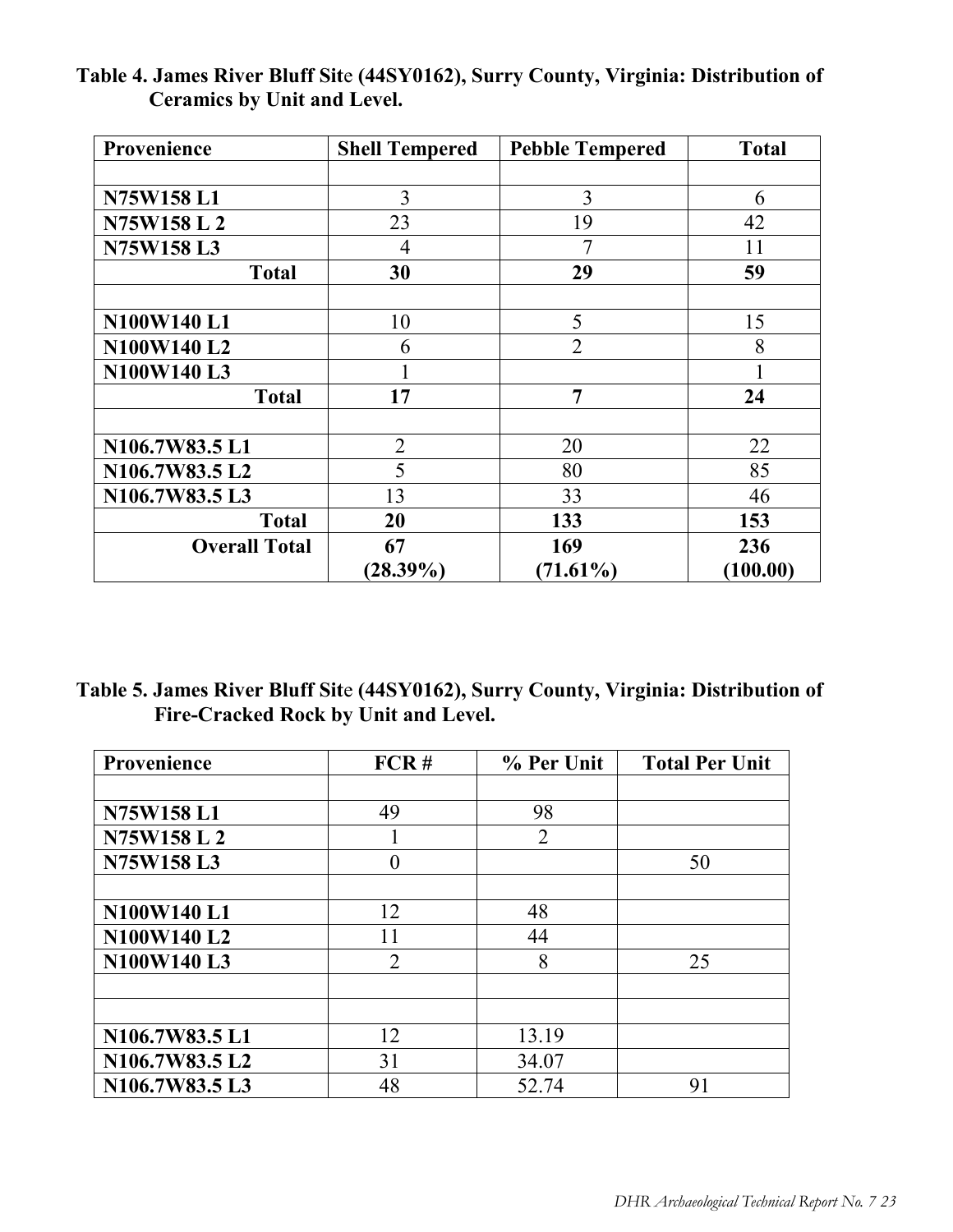**Table 4. James River Bluff Site (44SY0162), Surry County, Virginia: Distribution of Ceramics by Unit and Level.**

| Provenience | Shell Tempered | Pebble Tempered | Total |
|---|---|---|---|
| | | | |
| **N75W158 L1** | 3 | 3 | 6 |
| **N75W158 L 2** | 23 | 19 | 42 |
| **N75W158 L3** | 4 | 7 | 11 |
| **Total** | **30** | **29** | **59** |
| | | | |
| **N100W140 L1** | 10 | 5 | 15 |
| **N100W140 L2** | 6 | 2 | 8 |
| **N100W140 L3** | 1 | | 1 |
| **Total** | **17** | **7** | **24** |
| | | | |
| N106.7W83.5 L1 | 2 | 20 | 22 |
| N106.7W83.5 L2 | 5 | 80 | 85 |
| N106.7W83.5 L3 | 13 | 33 | 46 |
| **Total** | **20** | **133** | **153** |
| **Overall Total** | **67 (28.39%)** | **169 (71.61%)** | **236 (100.00)** |

**Table 5. James River Bluff Site (44SY0162), Surry County, Virginia: Distribution of Fire-Cracked Rock by Unit and Level.**

| Provenience | FCR # | % Per Unit | Total Per Unit |
|---|---|---|---|
| | | | |
| **N75W158 L1** | 49 | 98 | |
| **N75W158 L 2** | 1 | 2 | |
| **N75W158 L3** | 0 | | 50 |
| | | | |
| **N100W140 L1** | 12 | 48 | |
| **N100W140 L2** | 11 | 44 | |
| **N100W140 L3** | 2 | 8 | 25 |
| | | | |
| | | | |
| N106.7W83.5 L1 | 12 | 13.19 | |
| N106.7W83.5 L2 | 31 | 34.07 | |
| N106.7W83.5 L3 | 48 | 52.74 | 91 |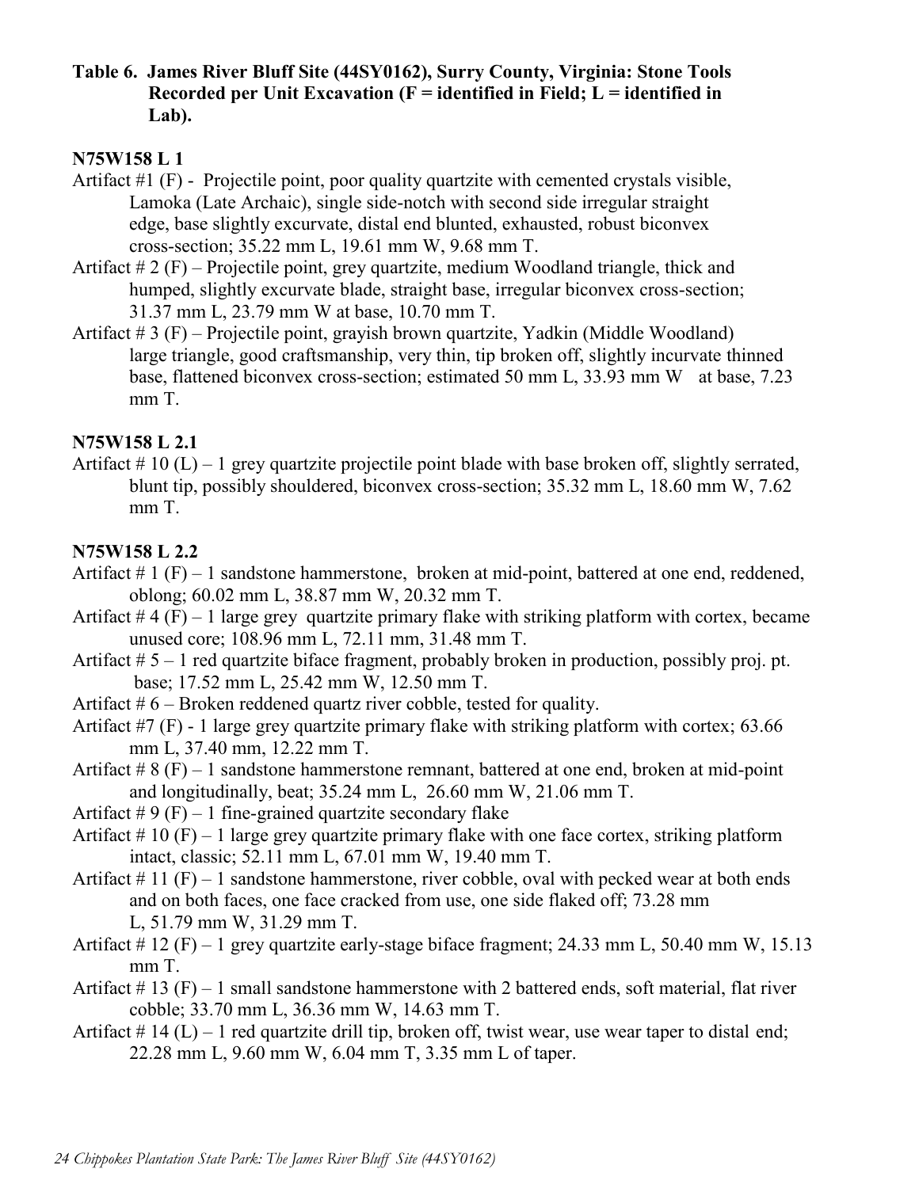**Table 6. James River Bluff Site (44SY0162), Surry County, Virginia: Stone Tools Recorded per Unit Excavation (F = identified in Field; L = identified in Lab).**

**N75W158 L 1**

Artifact #1 (F) - Projectile point, poor quality quartzite with cemented crystals visible, Lamoka (Late Archaic), single side-notch with second side irregular straight edge, base slightly excurvate, distal end blunted, exhausted, robust biconvex cross-section; 35.22 mm L, 19.61 mm W, 9.68 mm T.

Artifact # 2 (F) – Projectile point, grey quartzite, medium Woodland triangle, thick and humped, slightly excurvate blade, straight base, irregular biconvex cross-section; 31.37 mm L, 23.79 mm W at base, 10.70 mm T.

Artifact # 3 (F) – Projectile point, grayish brown quartzite, Yadkin (Middle Woodland) large triangle, good craftsmanship, very thin, tip broken off, slightly incurvate thinned base, flattened biconvex cross-section; estimated 50 mm L, 33.93 mm W at base, 7.23 mm T.

**N75W158 L 2.1**

Artifact # 10 (L) – 1 grey quartzite projectile point blade with base broken off, slightly serrated, blunt tip, possibly shouldered, biconvex cross-section; 35.32 mm L, 18.60 mm W, 7.62 mm T.

**N75W158 L 2.2**

Artifact # 1 (F) – 1 sandstone hammerstone, broken at mid-point, battered at one end, reddened, oblong; 60.02 mm L, 38.87 mm W, 20.32 mm T.

Artifact # 4 (F) – 1 large grey quartzite primary flake with striking platform with cortex, became unused core; 108.96 mm L, 72.11 mm, 31.48 mm T.

Artifact # 5 – 1 red quartzite biface fragment, probably broken in production, possibly proj. pt. base; 17.52 mm L, 25.42 mm W, 12.50 mm T.

Artifact # 6 – Broken reddened quartz river cobble, tested for quality.

Artifact #7 (F) - 1 large grey quartzite primary flake with striking platform with cortex; 63.66 mm L, 37.40 mm, 12.22 mm T.

Artifact # 8 (F) – 1 sandstone hammerstone remnant, battered at one end, broken at mid-point and longitudinally, beat; 35.24 mm L, 26.60 mm W, 21.06 mm T.

Artifact # 9 (F) – 1 fine-grained quartzite secondary flake

Artifact # 10 (F) – 1 large grey quartzite primary flake with one face cortex, striking platform intact, classic; 52.11 mm L, 67.01 mm W, 19.40 mm T.

Artifact # 11 (F) – 1 sandstone hammerstone, river cobble, oval with pecked wear at both ends and on both faces, one face cracked from use, one side flaked off; 73.28 mm L, 51.79 mm W, 31.29 mm T.

Artifact # 12 (F) – 1 grey quartzite early-stage biface fragment; 24.33 mm L, 50.40 mm W, 15.13 mm T.

Artifact # 13 (F) – 1 small sandstone hammerstone with 2 battered ends, soft material, flat river cobble; 33.70 mm L, 36.36 mm W, 14.63 mm T.

Artifact # 14 (L) – 1 red quartzite drill tip, broken off, twist wear, use wear taper to distal end; 22.28 mm L, 9.60 mm W, 6.04 mm T, 3.35 mm L of taper.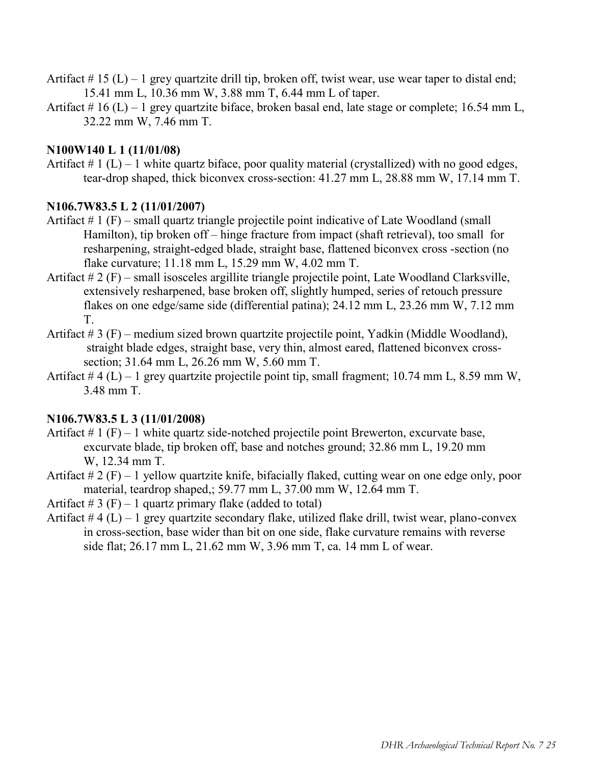Artifact # 15 (L) – 1 grey quartzite drill tip, broken off, twist wear, use wear taper to distal end; 15.41 mm L, 10.36 mm W, 3.88 mm T, 6.44 mm L of taper.

Artifact # 16 (L) – 1 grey quartzite biface, broken basal end, late stage or complete; 16.54 mm L, 32.22 mm W, 7.46 mm T.

**N100W140 L 1 (11/01/08)**

Artifact # 1 (L) – 1 white quartz biface, poor quality material (crystallized) with no good edges, tear-drop shaped, thick biconvex cross-section: 41.27 mm L, 28.88 mm W, 17.14 mm T.

**N106.7W83.5 L 2 (11/01/2007)**

Artifact # 1 (F) – small quartz triangle projectile point indicative of Late Woodland (small Hamilton), tip broken off – hinge fracture from impact (shaft retrieval), too small for resharpening, straight-edged blade, straight base, flattened biconvex cross -section (no flake curvature; 11.18 mm L, 15.29 mm W, 4.02 mm T.

Artifact # 2 (F) – small isosceles argillite triangle projectile point, Late Woodland Clarksville, extensively resharpened, base broken off, slightly humped, series of retouch pressure flakes on one edge/same side (differential patina); 24.12 mm L, 23.26 mm W, 7.12 mm T.

Artifact # 3 (F) – medium sized brown quartzite projectile point, Yadkin (Middle Woodland), straight blade edges, straight base, very thin, almost eared, flattened biconvex cross-section; 31.64 mm L, 26.26 mm W, 5.60 mm T.

Artifact # 4 (L) – 1 grey quartzite projectile point tip, small fragment; 10.74 mm L, 8.59 mm W, 3.48 mm T.

**N106.7W83.5 L 3 (11/01/2008)**

Artifact # 1 (F) – 1 white quartz side-notched projectile point Brewerton, excurvate base, excurvate blade, tip broken off, base and notches ground; 32.86 mm L, 19.20 mm W, 12.34 mm T.

Artifact # 2 (F) – 1 yellow quartzite knife, bifacially flaked, cutting wear on one edge only, poor material, teardrop shaped,; 59.77 mm L, 37.00 mm W, 12.64 mm T.

Artifact # 3 (F) – 1 quartz primary flake (added to total)

Artifact # 4 (L) – 1 grey quartzite secondary flake, utilized flake drill, twist wear, plano-convex in cross-section, base wider than bit on one side, flake curvature remains with reverse side flat; 26.17 mm L, 21.62 mm W, 3.96 mm T, ca. 14 mm L of wear.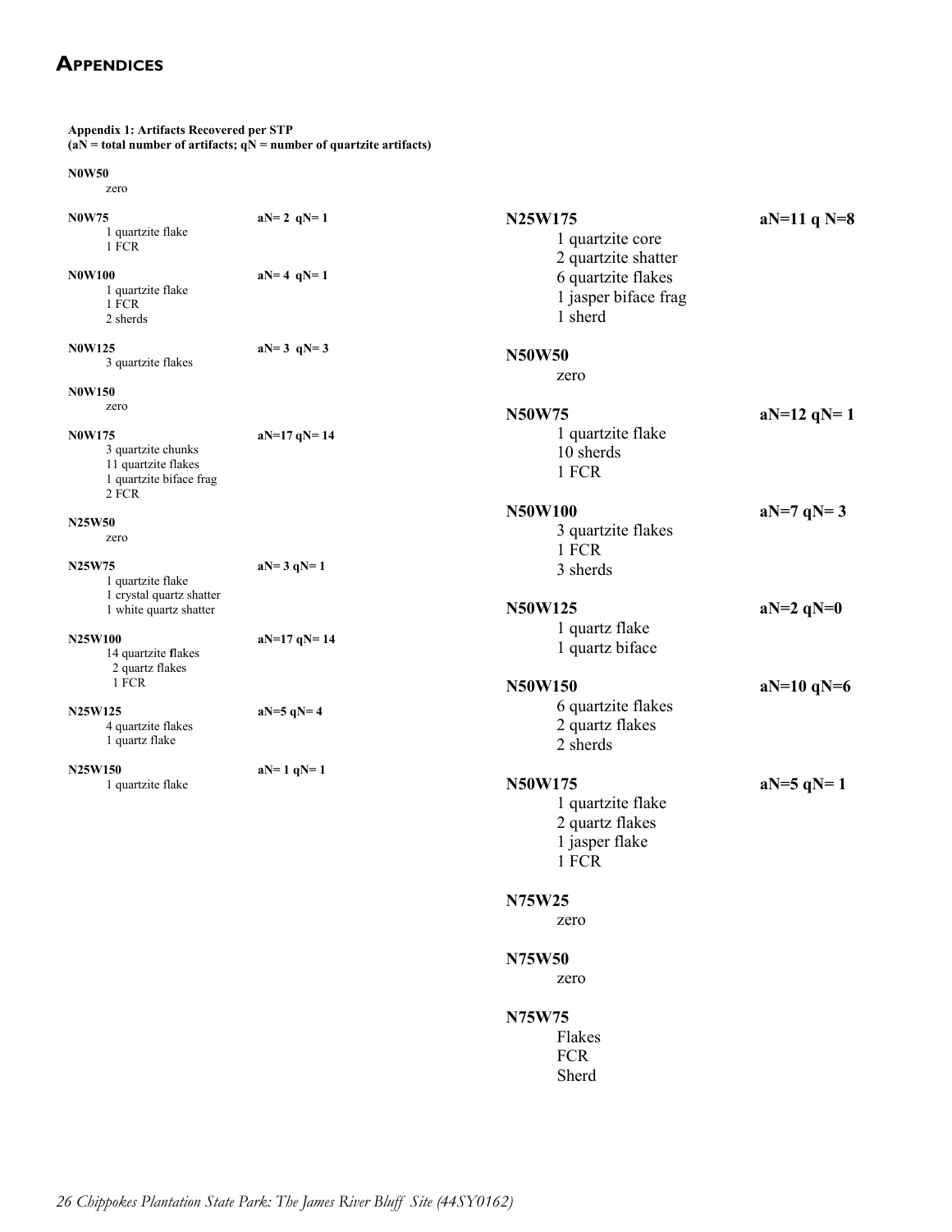# APPENDICES

**Appendix 1: Artifacts Recovered per STP**
**(aN = total number of artifacts; qN = number of quartzite artifacts)**

**N0W50**
zero

**N0W75** **aN= 2 qN= 1**
1 quartzite flake
1 FCR

**N0W100** **aN= 4 qN= 1**
1 quartzite flake
1 FCR
2 sherds

**N0W125** **aN= 3 qN= 3**
3 quartzite flakes

**N0W150**
zero

**N0W175** **aN=17 qN= 14**
3 quartzite chunks
11 quartzite flakes
1 quartzite biface frag
2 FCR

**N25W50**
zero

**N25W75** **aN= 3 qN= 1**
1 quartzite flake
1 crystal quartz shatter
1 white quartz shatter

**N25W100** **aN=17 qN= 14**
14 quartzite flakes
2 quartz flakes
1 FCR

**N25W125** **aN=5 qN= 4**
4 quartzite flakes
1 quartz flake

**N25W150** **aN= 1 qN= 1**
1 quartzite flake

**N25W175** **aN=11 q N=8**
1 quartzite core
2 quartzite shatter
6 quartzite flakes
1 jasper biface frag
1 sherd

**N50W50**
zero

**N50W75** **aN=12 qN= 1**
1 quartzite flake
10 sherds
1 FCR

**N50W100** **aN=7 qN= 3**
3 quartzite flakes
1 FCR
3 sherds

**N50W125** **aN=2 qN=0**
1 quartz flake
1 quartz biface

**N50W150** **aN=10 qN=6**
6 quartzite flakes
2 quartz flakes
2 sherds

**N50W175** **aN=5 qN= 1**
1 quartzite flake
2 quartz flakes
1 jasper flake
1 FCR

**N75W25**
zero

**N75W50**
zero

**N75W75**
Flakes
FCR
Sherd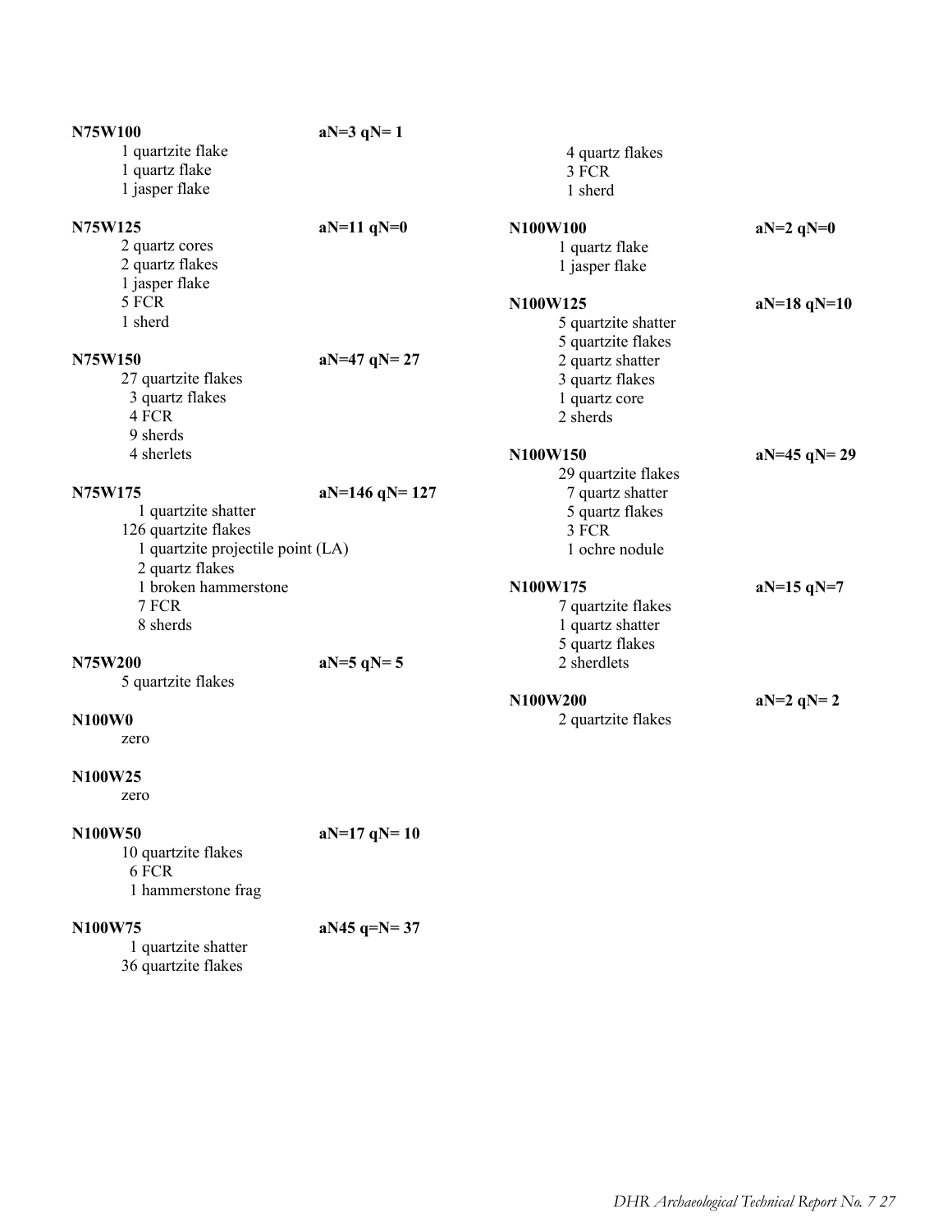**N75W100** aN=3 qN= 1

1 quartzite flake
1 quartz flake
1 jasper flake

**N75W125** aN=11 qN=0

2 quartz cores
2 quartz flakes
1 jasper flake
5 FCR
1 sherd

**N75W150** aN=47 qN= 27

27 quartzite flakes
3 quartz flakes
4 FCR
9 sherds
4 sherlets

**N75W175** aN=146 qN= 127

1 quartzite shatter
126 quartzite flakes
1 quartzite projectile point (LA)
2 quartz flakes
1 broken hammerstone
7 FCR
8 sherds

**N75W200** aN=5 qN= 5

5 quartzite flakes

**N100W0**

zero

**N100W25**

zero

**N100W50** aN=17 qN= 10

10 quartzite flakes
6 FCR
1 hammerstone frag

**N100W75** aN45 q=N= 37

1 quartzite shatter
36 quartzite flakes
4 quartz flakes
3 FCR
1 sherd

**N100W100** aN=2 qN=0

1 quartz flake
1 jasper flake

**N100W125** aN=18 qN=10

5 quartzite shatter
5 quartzite flakes
2 quartz shatter
3 quartz flakes
1 quartz core
2 sherds

**N100W150** aN=45 qN= 29

29 quartzite flakes
7 quartz shatter
5 quartz flakes
3 FCR
1 ochre nodule

**N100W175** aN=15 qN=7

7 quartzite flakes
1 quartz shatter
5 quartz flakes
2 sherdlets

**N100W200** aN=2 qN= 2

2 quartzite flakes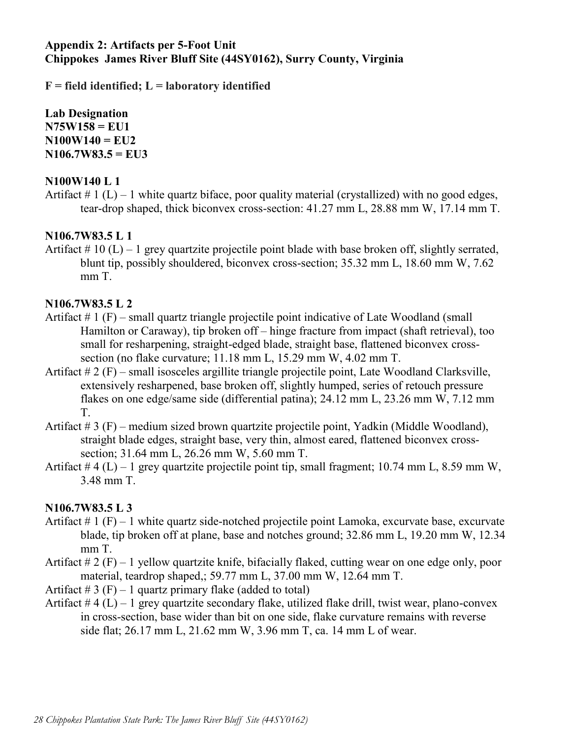**Appendix 2: Artifacts per 5-Foot Unit**
**Chippokes  James River Bluff Site (44SY0162), Surry County, Virginia**

**F = field identified; L = laboratory identified**

**Lab Designation**
**N75W158 = EU1**
**N100W140 = EU2**
**N106.7W83.5 = EU3**

**N100W140 L 1**

Artifact # 1 (L) – 1 white quartz biface, poor quality material (crystallized) with no good edges, tear-drop shaped, thick biconvex cross-section: 41.27 mm L, 28.88 mm W, 17.14 mm T.

**N106.7W83.5 L 1**

Artifact # 10 (L) – 1 grey quartzite projectile point blade with base broken off, slightly serrated, blunt tip, possibly shouldered, biconvex cross-section; 35.32 mm L, 18.60 mm W, 7.62 mm T.

**N106.7W83.5 L 2**

Artifact # 1 (F) – small quartz triangle projectile point indicative of Late Woodland (small Hamilton or Caraway), tip broken off – hinge fracture from impact (shaft retrieval), too small for resharpening, straight-edged blade, straight base, flattened biconvex cross-section (no flake curvature; 11.18 mm L, 15.29 mm W, 4.02 mm T.

Artifact # 2 (F) – small isosceles argillite triangle projectile point, Late Woodland Clarksville, extensively resharpened, base broken off, slightly humped, series of retouch pressure flakes on one edge/same side (differential patina); 24.12 mm L, 23.26 mm W, 7.12 mm T.

Artifact # 3 (F) – medium sized brown quartzite projectile point, Yadkin (Middle Woodland), straight blade edges, straight base, very thin, almost eared, flattened biconvex cross-section; 31.64 mm L, 26.26 mm W, 5.60 mm T.

Artifact # 4 (L) – 1 grey quartzite projectile point tip, small fragment; 10.74 mm L, 8.59 mm W, 3.48 mm T.

**N106.7W83.5 L 3**

Artifact # 1 (F) – 1 white quartz side-notched projectile point Lamoka, excurvate base, excurvate blade, tip broken off at plane, base and notches ground; 32.86 mm L, 19.20 mm W, 12.34 mm T.

Artifact # 2 (F) – 1 yellow quartzite knife, bifacially flaked, cutting wear on one edge only, poor material, teardrop shaped,; 59.77 mm L, 37.00 mm W, 12.64 mm T.

Artifact # 3 (F) – 1 quartz primary flake (added to total)

Artifact # 4 (L) – 1 grey quartzite secondary flake, utilized flake drill, twist wear, plano-convex in cross-section, base wider than bit on one side, flake curvature remains with reverse side flat; 26.17 mm L, 21.62 mm W, 3.96 mm T, ca. 14 mm L of wear.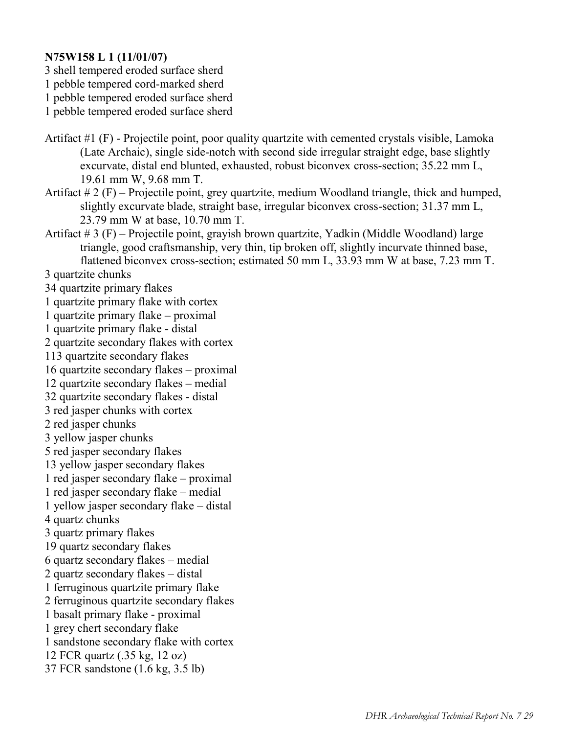**N75W158 L 1 (11/01/07)**

3 shell tempered eroded surface sherd
1 pebble tempered cord-marked sherd
1 pebble tempered eroded surface sherd
1 pebble tempered eroded surface sherd

Artifact #1 (F) - Projectile point, poor quality quartzite with cemented crystals visible, Lamoka (Late Archaic), single side-notch with second side irregular straight edge, base slightly excurvate, distal end blunted, exhausted, robust biconvex cross-section; 35.22 mm L, 19.61 mm W, 9.68 mm T.

Artifact # 2 (F) – Projectile point, grey quartzite, medium Woodland triangle, thick and humped, slightly excurvate blade, straight base, irregular biconvex cross-section; 31.37 mm L, 23.79 mm W at base, 10.70 mm T.

Artifact # 3 (F) – Projectile point, grayish brown quartzite, Yadkin (Middle Woodland) large triangle, good craftsmanship, very thin, tip broken off, slightly incurvate thinned base, flattened biconvex cross-section; estimated 50 mm L, 33.93 mm W at base, 7.23 mm T.

3 quartzite chunks
34 quartzite primary flakes
1 quartzite primary flake with cortex
1 quartzite primary flake – proximal
1 quartzite primary flake - distal
2 quartzite secondary flakes with cortex
113 quartzite secondary flakes
16 quartzite secondary flakes – proximal
12 quartzite secondary flakes – medial
32 quartzite secondary flakes - distal
3 red jasper chunks with cortex
2 red jasper chunks
3 yellow jasper chunks
5 red jasper secondary flakes
13 yellow jasper secondary flakes
1 red jasper secondary flake – proximal
1 red jasper secondary flake – medial
1 yellow jasper secondary flake – distal
4 quartz chunks
3 quartz primary flakes
19 quartz secondary flakes
6 quartz secondary flakes – medial
2 quartz secondary flakes – distal
1 ferruginous quartzite primary flake
2 ferruginous quartzite secondary flakes
1 basalt primary flake - proximal
1 grey chert secondary flake
1 sandstone secondary flake with cortex
12 FCR quartz (.35 kg, 12 oz)
37 FCR sandstone (1.6 kg, 3.5 lb)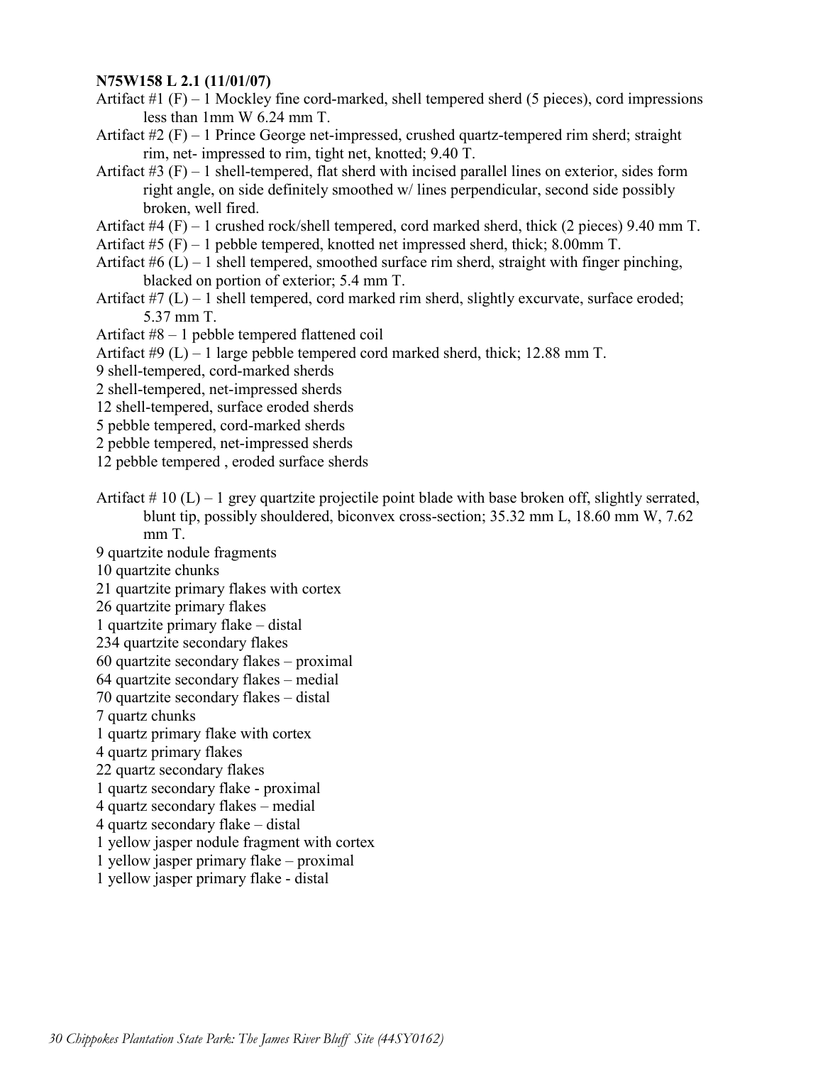**N75W158 L 2.1 (11/01/07)**

Artifact #1 (F) – 1 Mockley fine cord-marked, shell tempered sherd (5 pieces), cord impressions less than 1mm W 6.24 mm T.

Artifact #2 (F) – 1 Prince George net-impressed, crushed quartz-tempered rim sherd; straight rim, net- impressed to rim, tight net, knotted; 9.40 T.

Artifact #3 (F) – 1 shell-tempered, flat sherd with incised parallel lines on exterior, sides form right angle, on side definitely smoothed w/ lines perpendicular, second side possibly broken, well fired.

Artifact #4 (F) – 1 crushed rock/shell tempered, cord marked sherd, thick (2 pieces) 9.40 mm T.

Artifact #5 (F) – 1 pebble tempered, knotted net impressed sherd, thick; 8.00mm T.

Artifact #6 (L) – 1 shell tempered, smoothed surface rim sherd, straight with finger pinching, blacked on portion of exterior; 5.4 mm T.

Artifact #7 (L) – 1 shell tempered, cord marked rim sherd, slightly excurvate, surface eroded; 5.37 mm T.

Artifact #8 – 1 pebble tempered flattened coil

Artifact #9 (L) – 1 large pebble tempered cord marked sherd, thick; 12.88 mm T.

9 shell-tempered, cord-marked sherds
2 shell-tempered, net-impressed sherds
12 shell-tempered, surface eroded sherds
5 pebble tempered, cord-marked sherds
2 pebble tempered, net-impressed sherds
12 pebble tempered , eroded surface sherds

Artifact # 10 (L) – 1 grey quartzite projectile point blade with base broken off, slightly serrated, blunt tip, possibly shouldered, biconvex cross-section; 35.32 mm L, 18.60 mm W, 7.62 mm T.

9 quartzite nodule fragments
10 quartzite chunks
21 quartzite primary flakes with cortex
26 quartzite primary flakes
1 quartzite primary flake – distal
234 quartzite secondary flakes
60 quartzite secondary flakes – proximal
64 quartzite secondary flakes – medial
70 quartzite secondary flakes – distal
7 quartz chunks
1 quartz primary flake with cortex
4 quartz primary flakes
22 quartz secondary flakes
1 quartz secondary flake - proximal
4 quartz secondary flakes – medial
4 quartz secondary flake – distal
1 yellow jasper nodule fragment with cortex
1 yellow jasper primary flake – proximal
1 yellow jasper primary flake - distal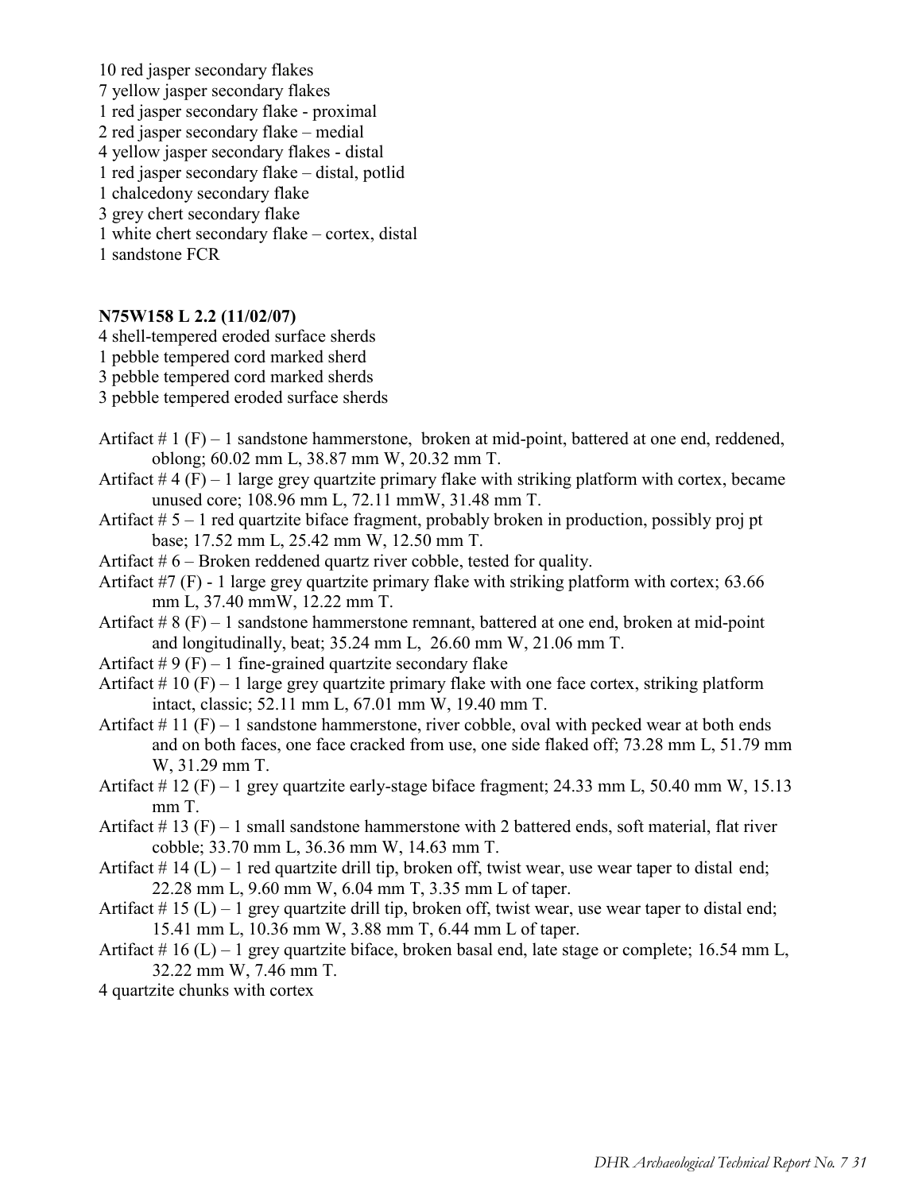10 red jasper secondary flakes
7 yellow jasper secondary flakes
1 red jasper secondary flake - proximal
2 red jasper secondary flake – medial
4 yellow jasper secondary flakes - distal
1 red jasper secondary flake – distal, potlid
1 chalcedony secondary flake
3 grey chert secondary flake
1 white chert secondary flake – cortex, distal
1 sandstone FCR

**N75W158 L 2.2 (11/02/07)**
4 shell-tempered eroded surface sherds
1 pebble tempered cord marked sherd
3 pebble tempered cord marked sherds
3 pebble tempered eroded surface sherds

Artifact # 1 (F) – 1 sandstone hammerstone, broken at mid-point, battered at one end, reddened, oblong; 60.02 mm L, 38.87 mm W, 20.32 mm T.
Artifact # 4 (F) – 1 large grey quartzite primary flake with striking platform with cortex, became unused core; 108.96 mm L, 72.11 mmW, 31.48 mm T.
Artifact # 5 – 1 red quartzite biface fragment, probably broken in production, possibly proj pt base; 17.52 mm L, 25.42 mm W, 12.50 mm T.
Artifact # 6 – Broken reddened quartz river cobble, tested for quality.
Artifact #7 (F) - 1 large grey quartzite primary flake with striking platform with cortex; 63.66 mm L, 37.40 mmW, 12.22 mm T.
Artifact # 8 (F) – 1 sandstone hammerstone remnant, battered at one end, broken at mid-point and longitudinally, beat; 35.24 mm L, 26.60 mm W, 21.06 mm T.
Artifact # 9 (F) – 1 fine-grained quartzite secondary flake
Artifact # 10 (F) – 1 large grey quartzite primary flake with one face cortex, striking platform intact, classic; 52.11 mm L, 67.01 mm W, 19.40 mm T.
Artifact # 11 (F) – 1 sandstone hammerstone, river cobble, oval with pecked wear at both ends and on both faces, one face cracked from use, one side flaked off; 73.28 mm L, 51.79 mm W, 31.29 mm T.
Artifact # 12 (F) – 1 grey quartzite early-stage biface fragment; 24.33 mm L, 50.40 mm W, 15.13 mm T.
Artifact # 13 (F) – 1 small sandstone hammerstone with 2 battered ends, soft material, flat river cobble; 33.70 mm L, 36.36 mm W, 14.63 mm T.
Artifact # 14 (L) – 1 red quartzite drill tip, broken off, twist wear, use wear taper to distal end; 22.28 mm L, 9.60 mm W, 6.04 mm T, 3.35 mm L of taper.
Artifact # 15 (L) – 1 grey quartzite drill tip, broken off, twist wear, use wear taper to distal end; 15.41 mm L, 10.36 mm W, 3.88 mm T, 6.44 mm L of taper.
Artifact # 16 (L) – 1 grey quartzite biface, broken basal end, late stage or complete; 16.54 mm L, 32.22 mm W, 7.46 mm T.
4 quartzite chunks with cortex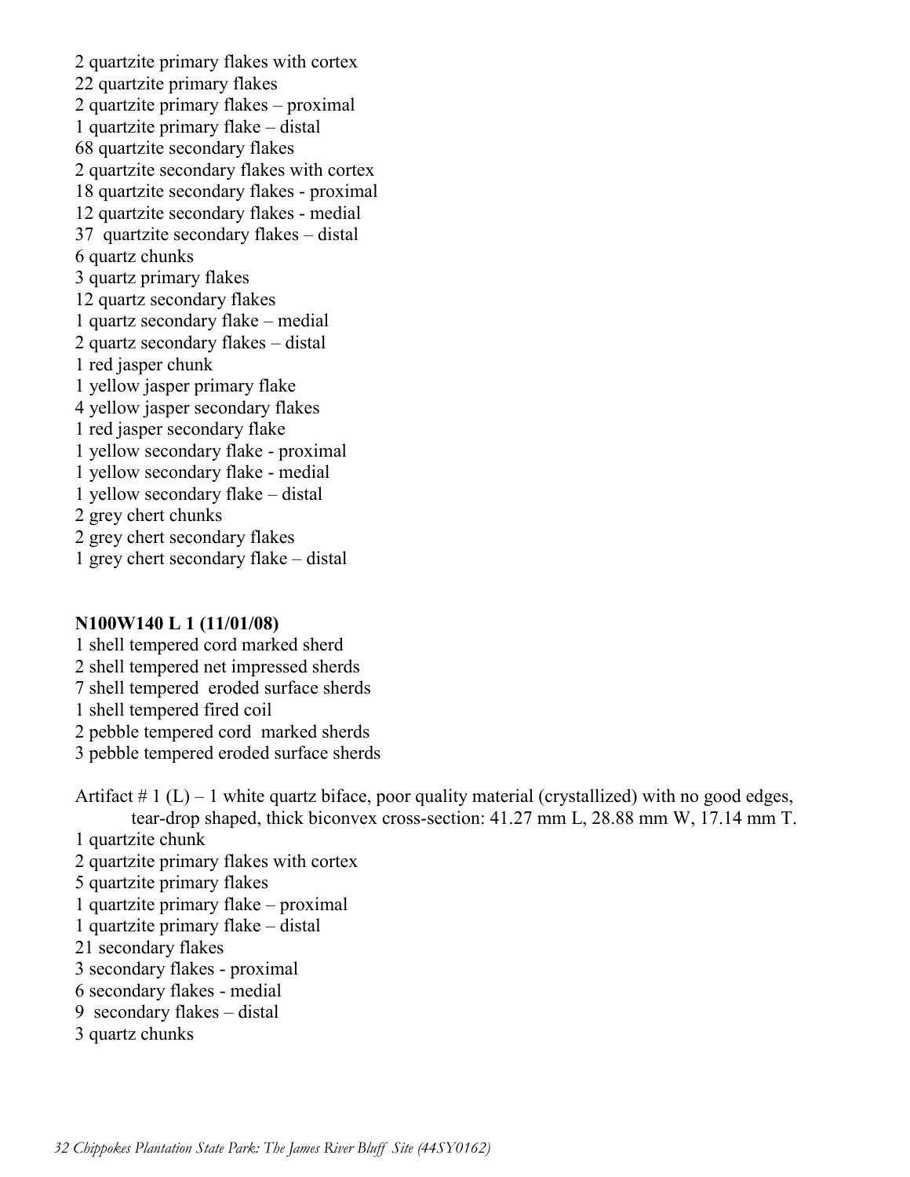2 quartzite primary flakes with cortex
22 quartzite primary flakes
2 quartzite primary flakes – proximal
1 quartzite primary flake – distal
68 quartzite secondary flakes
2 quartzite secondary flakes with cortex
18 quartzite secondary flakes - proximal
12 quartzite secondary flakes - medial
37 quartzite secondary flakes – distal
6 quartz chunks
3 quartz primary flakes
12 quartz secondary flakes
1 quartz secondary flake – medial
2 quartz secondary flakes – distal
1 red jasper chunk
1 yellow jasper primary flake
4 yellow jasper secondary flakes
1 red jasper secondary flake
1 yellow secondary flake - proximal
1 yellow secondary flake - medial
1 yellow secondary flake – distal
2 grey chert chunks
2 grey chert secondary flakes
1 grey chert secondary flake – distal

**N100W140 L 1 (11/01/08)**

1 shell tempered cord marked sherd
2 shell tempered net impressed sherds
7 shell tempered eroded surface sherds
1 shell tempered fired coil
2 pebble tempered cord marked sherds
3 pebble tempered eroded surface sherds

Artifact # 1 (L) – 1 white quartz biface, poor quality material (crystallized) with no good edges, tear-drop shaped, thick biconvex cross-section: 41.27 mm L, 28.88 mm W, 17.14 mm T.
1 quartzite chunk
2 quartzite primary flakes with cortex
5 quartzite primary flakes
1 quartzite primary flake – proximal
1 quartzite primary flake – distal
21 secondary flakes
3 secondary flakes - proximal
6 secondary flakes - medial
9 secondary flakes – distal
3 quartz chunks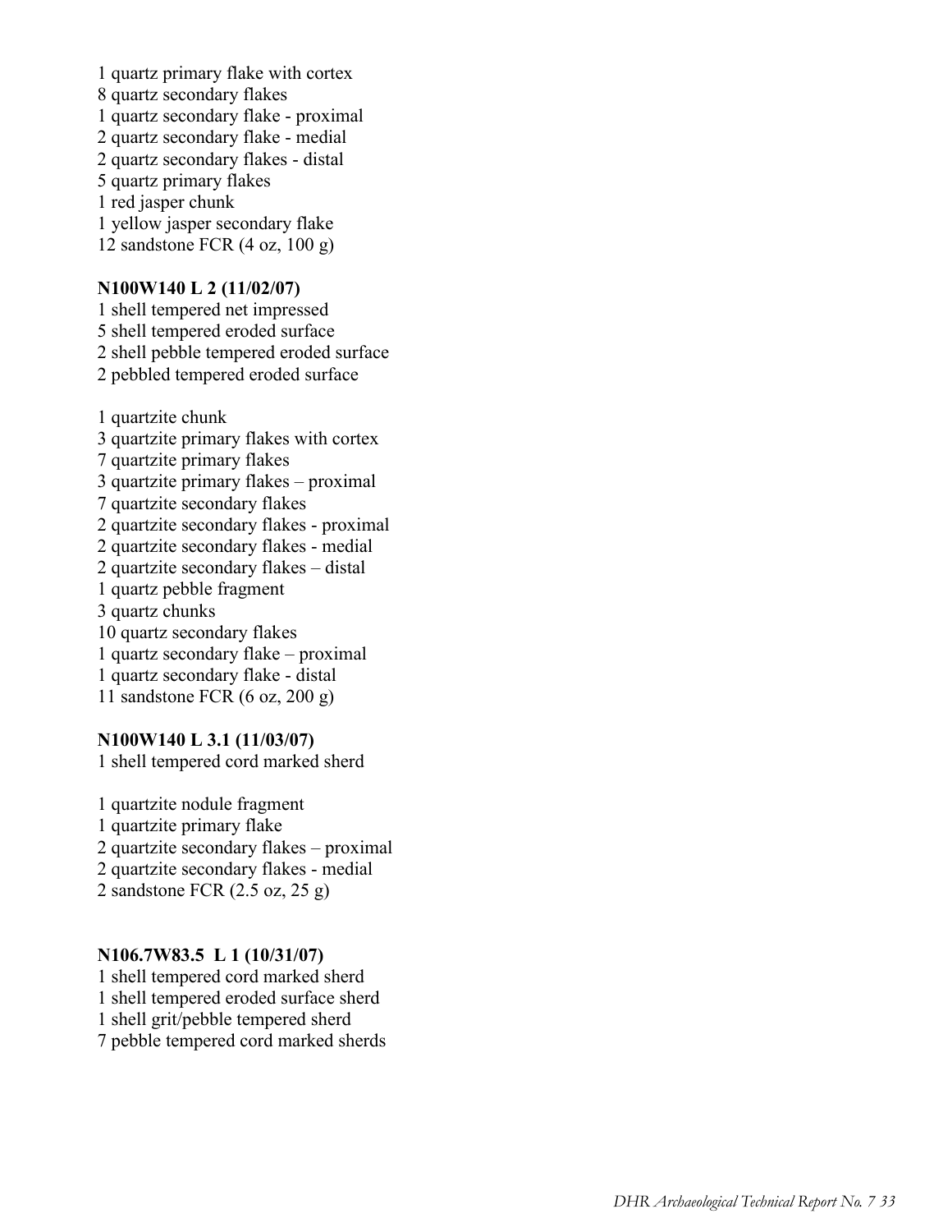1 quartz primary flake with cortex
8 quartz secondary flakes
1 quartz secondary flake - proximal
2 quartz secondary flake - medial
2 quartz secondary flakes - distal
5 quartz primary flakes
1 red jasper chunk
1 yellow jasper secondary flake
12 sandstone FCR (4 oz, 100 g)

**N100W140 L 2 (11/02/07)**
1 shell tempered net impressed
5 shell tempered eroded surface
2 shell pebble tempered eroded surface
2 pebbled tempered eroded surface

1 quartzite chunk
3 quartzite primary flakes with cortex
7 quartzite primary flakes
3 quartzite primary flakes – proximal
7 quartzite secondary flakes
2 quartzite secondary flakes - proximal
2 quartzite secondary flakes - medial
2 quartzite secondary flakes – distal
1 quartz pebble fragment
3 quartz chunks
10 quartz secondary flakes
1 quartz secondary flake – proximal
1 quartz secondary flake - distal
11 sandstone FCR (6 oz, 200 g)

**N100W140 L 3.1 (11/03/07)**
1 shell tempered cord marked sherd

1 quartzite nodule fragment
1 quartzite primary flake
2 quartzite secondary flakes – proximal
2 quartzite secondary flakes - medial
2 sandstone FCR (2.5 oz, 25 g)

**N106.7W83.5 L 1 (10/31/07)**
1 shell tempered cord marked sherd
1 shell tempered eroded surface sherd
1 shell grit/pebble tempered sherd
7 pebble tempered cord marked sherds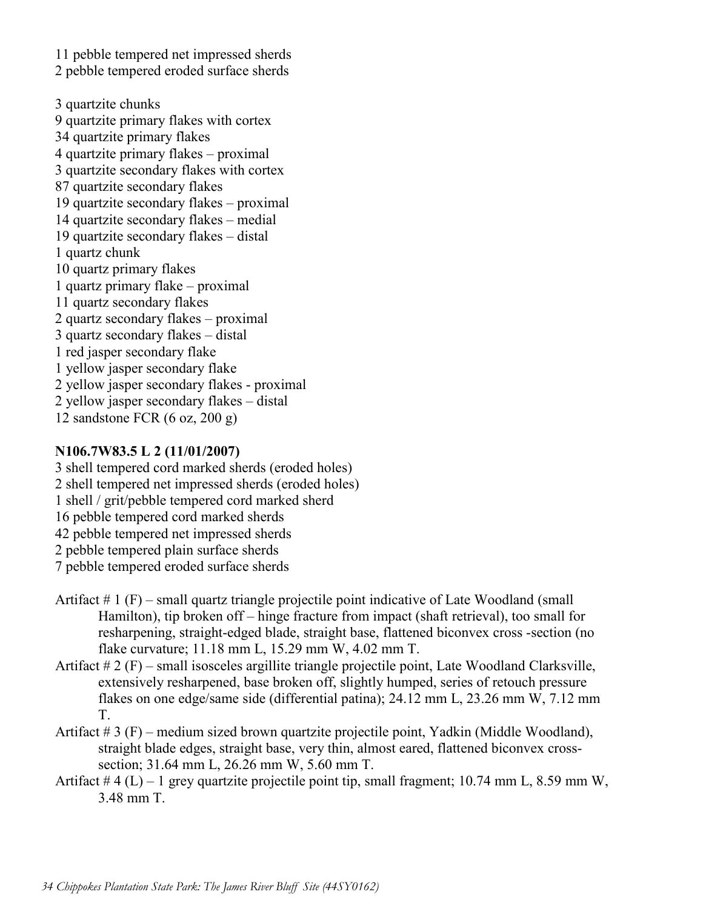11 pebble tempered net impressed sherds
2 pebble tempered eroded surface sherds

3 quartzite chunks
9 quartzite primary flakes with cortex
34 quartzite primary flakes
4 quartzite primary flakes – proximal
3 quartzite secondary flakes with cortex
87 quartzite secondary flakes
19 quartzite secondary flakes – proximal
14 quartzite secondary flakes – medial
19 quartzite secondary flakes – distal
1 quartz chunk
10 quartz primary flakes
1 quartz primary flake – proximal
11 quartz secondary flakes
2 quartz secondary flakes – proximal
3 quartz secondary flakes – distal
1 red jasper secondary flake
1 yellow jasper secondary flake
2 yellow jasper secondary flakes - proximal
2 yellow jasper secondary flakes – distal
12 sandstone FCR (6 oz, 200 g)

**N106.7W83.5 L 2 (11/01/2007)**

3 shell tempered cord marked sherds (eroded holes)
2 shell tempered net impressed sherds (eroded holes)
1 shell / grit/pebble tempered cord marked sherd
16 pebble tempered cord marked sherds
42 pebble tempered net impressed sherds
2 pebble tempered plain surface sherds
7 pebble tempered eroded surface sherds

Artifact # 1 (F) – small quartz triangle projectile point indicative of Late Woodland (small Hamilton), tip broken off – hinge fracture from impact (shaft retrieval), too small for resharpening, straight-edged blade, straight base, flattened biconvex cross -section (no flake curvature; 11.18 mm L, 15.29 mm W, 4.02 mm T.

Artifact # 2 (F) – small isosceles argillite triangle projectile point, Late Woodland Clarksville, extensively resharpened, base broken off, slightly humped, series of retouch pressure flakes on one edge/same side (differential patina); 24.12 mm L, 23.26 mm W, 7.12 mm T.

Artifact # 3 (F) – medium sized brown quartzite projectile point, Yadkin (Middle Woodland), straight blade edges, straight base, very thin, almost eared, flattened biconvex cross-section; 31.64 mm L, 26.26 mm W, 5.60 mm T.

Artifact # 4 (L) – 1 grey quartzite projectile point tip, small fragment; 10.74 mm L, 8.59 mm W, 3.48 mm T.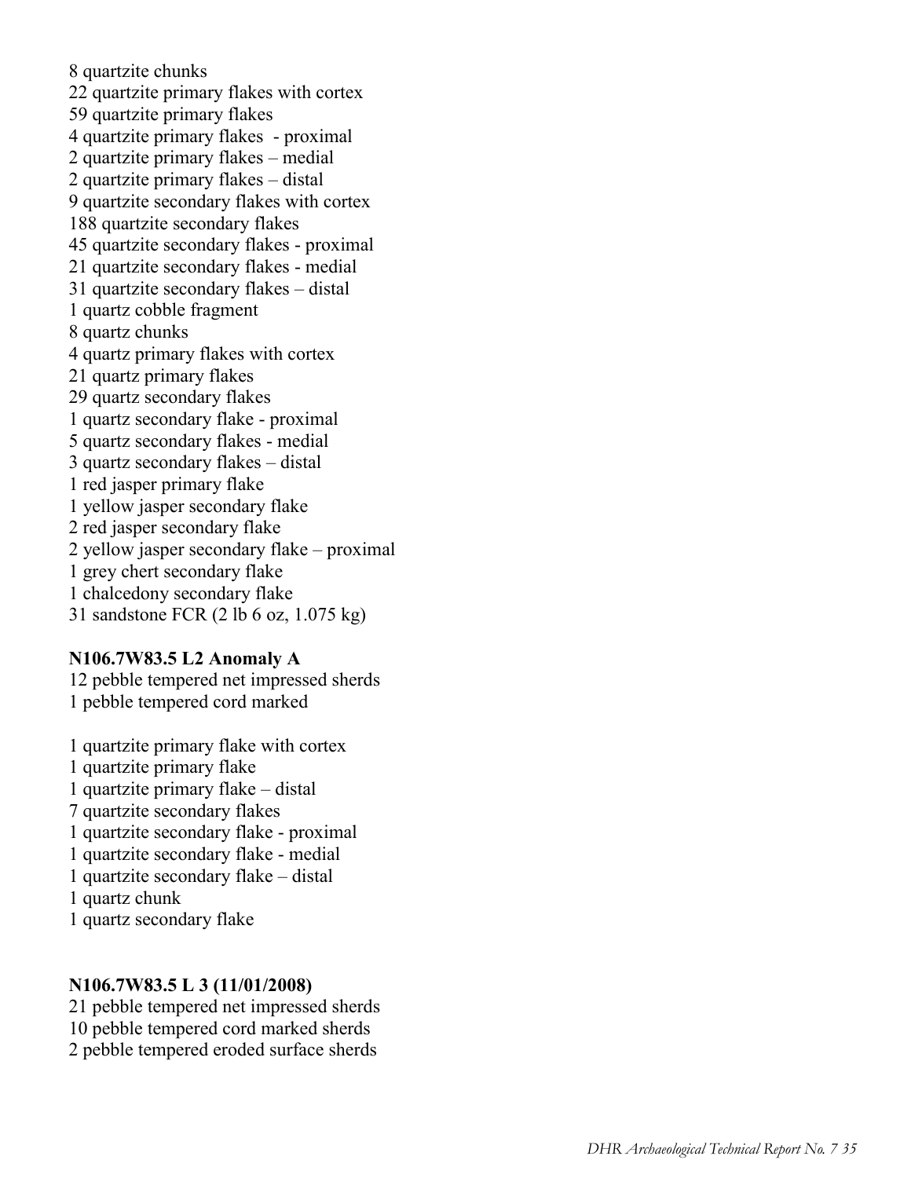8 quartzite chunks
22 quartzite primary flakes with cortex
59 quartzite primary flakes
4 quartzite primary flakes - proximal
2 quartzite primary flakes – medial
2 quartzite primary flakes – distal
9 quartzite secondary flakes with cortex
188 quartzite secondary flakes
45 quartzite secondary flakes - proximal
21 quartzite secondary flakes - medial
31 quartzite secondary flakes – distal
1 quartz cobble fragment
8 quartz chunks
4 quartz primary flakes with cortex
21 quartz primary flakes
29 quartz secondary flakes
1 quartz secondary flake - proximal
5 quartz secondary flakes - medial
3 quartz secondary flakes – distal
1 red jasper primary flake
1 yellow jasper secondary flake
2 red jasper secondary flake
2 yellow jasper secondary flake – proximal
1 grey chert secondary flake
1 chalcedony secondary flake
31 sandstone FCR (2 lb 6 oz, 1.075 kg)

**N106.7W83.5 L2 Anomaly A**

12 pebble tempered net impressed sherds
1 pebble tempered cord marked

1 quartzite primary flake with cortex
1 quartzite primary flake
1 quartzite primary flake – distal
7 quartzite secondary flakes
1 quartzite secondary flake - proximal
1 quartzite secondary flake - medial
1 quartzite secondary flake – distal
1 quartz chunk
1 quartz secondary flake

**N106.7W83.5 L 3 (11/01/2008)**

21 pebble tempered net impressed sherds
10 pebble tempered cord marked sherds
2 pebble tempered eroded surface sherds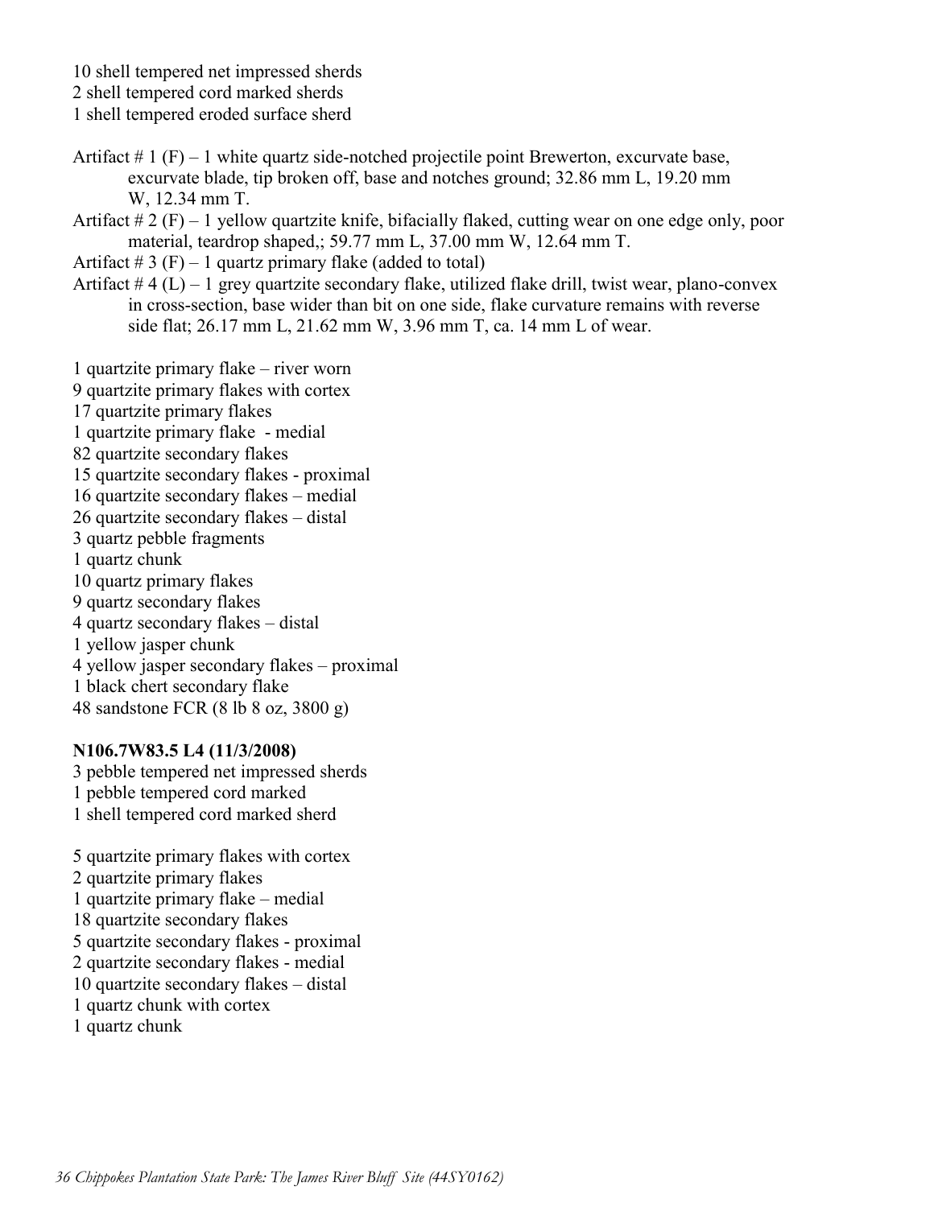10 shell tempered net impressed sherds
2 shell tempered cord marked sherds
1 shell tempered eroded surface sherd

Artifact # 1 (F) – 1 white quartz side-notched projectile point Brewerton, excurvate base, excurvate blade, tip broken off, base and notches ground; 32.86 mm L, 19.20 mm W, 12.34 mm T.
Artifact # 2 (F) – 1 yellow quartzite knife, bifacially flaked, cutting wear on one edge only, poor material, teardrop shaped,; 59.77 mm L, 37.00 mm W, 12.64 mm T.
Artifact # 3 (F) – 1 quartz primary flake (added to total)
Artifact # 4 (L) – 1 grey quartzite secondary flake, utilized flake drill, twist wear, plano-convex in cross-section, base wider than bit on one side, flake curvature remains with reverse side flat; 26.17 mm L, 21.62 mm W, 3.96 mm T, ca. 14 mm L of wear.

1 quartzite primary flake – river worn
9 quartzite primary flakes with cortex
17 quartzite primary flakes
1 quartzite primary flake - medial
82 quartzite secondary flakes
15 quartzite secondary flakes - proximal
16 quartzite secondary flakes – medial
26 quartzite secondary flakes – distal
3 quartz pebble fragments
1 quartz chunk
10 quartz primary flakes
9 quartz secondary flakes
4 quartz secondary flakes – distal
1 yellow jasper chunk
4 yellow jasper secondary flakes – proximal
1 black chert secondary flake
48 sandstone FCR (8 lb 8 oz, 3800 g)

**N106.7W83.5 L4 (11/3/2008)**

3 pebble tempered net impressed sherds
1 pebble tempered cord marked
1 shell tempered cord marked sherd

5 quartzite primary flakes with cortex
2 quartzite primary flakes
1 quartzite primary flake – medial
18 quartzite secondary flakes
5 quartzite secondary flakes - proximal
2 quartzite secondary flakes - medial
10 quartzite secondary flakes – distal
1 quartz chunk with cortex
1 quartz chunk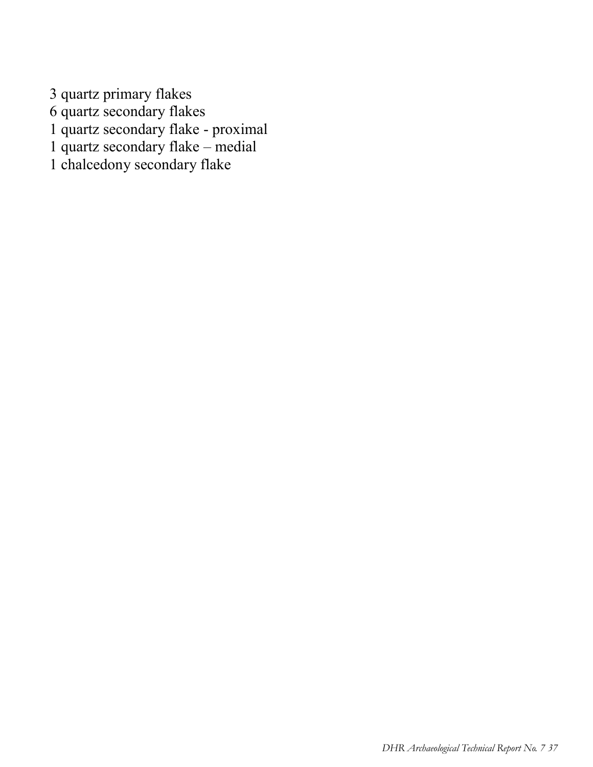3 quartz primary flakes
6 quartz secondary flakes
1 quartz secondary flake - proximal
1 quartz secondary flake – medial
1 chalcedony secondary flake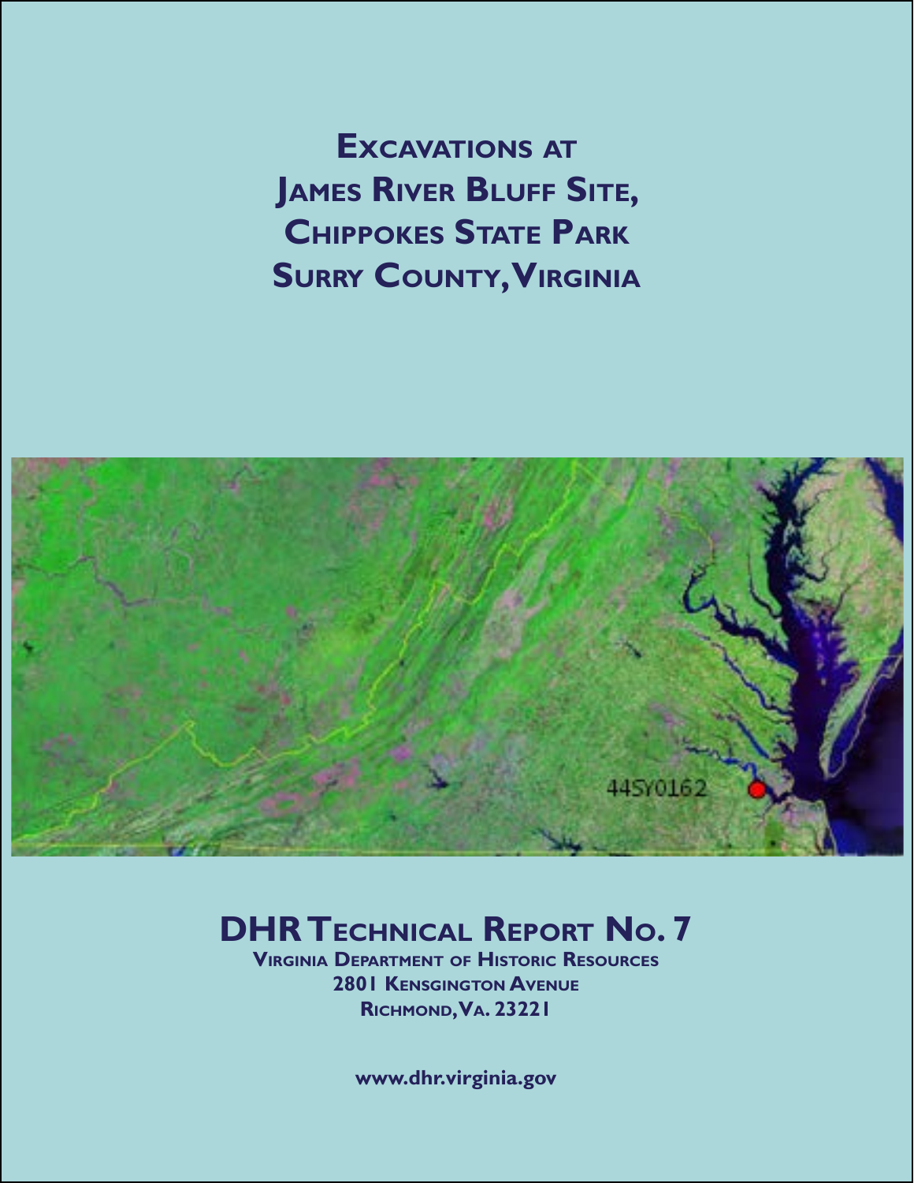# Excavations at James River Bluff Site, Chippokes State Park Surry County, Virginia

44SY0162

## DHR Technical Report No. 7

**Virginia Department of Historic Resources**
**2801 Kensgington Avenue**
**Richmond, Va. 23221**

**www.dhr.virginia.gov**